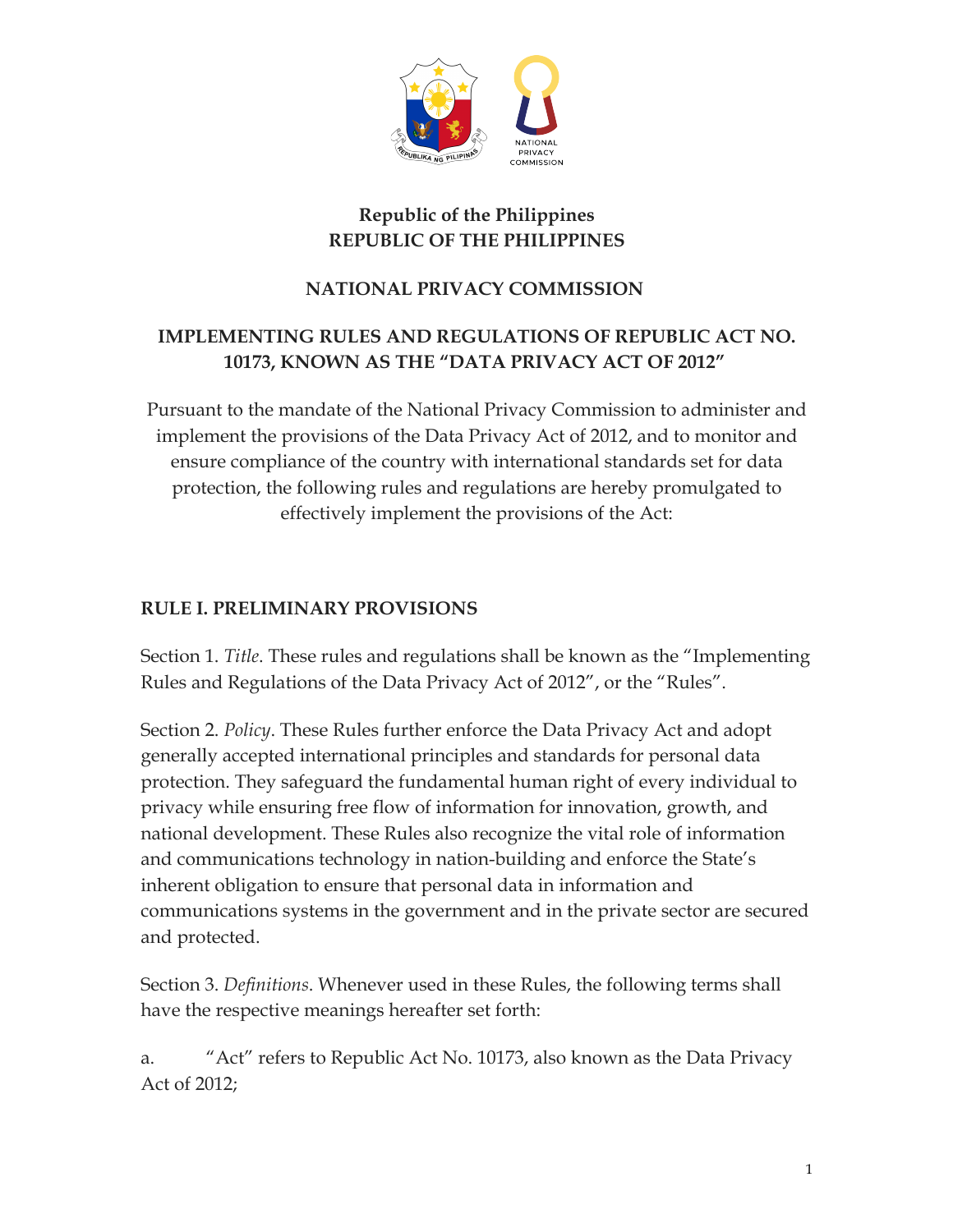Republic of the Philippines
**REPUBLIC OF THE PHILIPPINES**

**NATIONAL PRIVACY COMMISSION**

**IMPLEMENTING RULES AND REGULATIONS OF REPUBLIC ACT NO. 10173, KNOWN AS THE "DATA PRIVACY ACT OF 2012"**

Pursuant to the mandate of the National Privacy Commission to administer and implement the provisions of the Data Privacy Act of 2012, and to monitor and ensure compliance of the country with international standards set for data protection, the following rules and regulations are hereby promulgated to effectively implement the provisions of the Act:

## RULE I. PRELIMINARY PROVISIONS

Section 1. *Title*. These rules and regulations shall be known as the "Implementing Rules and Regulations of the Data Privacy Act of 2012", or the "Rules".

Section 2. *Policy*. These Rules further enforce the Data Privacy Act and adopt generally accepted international principles and standards for personal data protection. They safeguard the fundamental human right of every individual to privacy while ensuring free flow of information for innovation, growth, and national development. These Rules also recognize the vital role of information and communications technology in nation-building and enforce the State's inherent obligation to ensure that personal data in information and communications systems in the government and in the private sector are secured and protected.

Section 3. *Definitions*. Whenever used in these Rules, the following terms shall have the respective meanings hereafter set forth:

a. "Act" refers to Republic Act No. 10173, also known as the Data Privacy Act of 2012;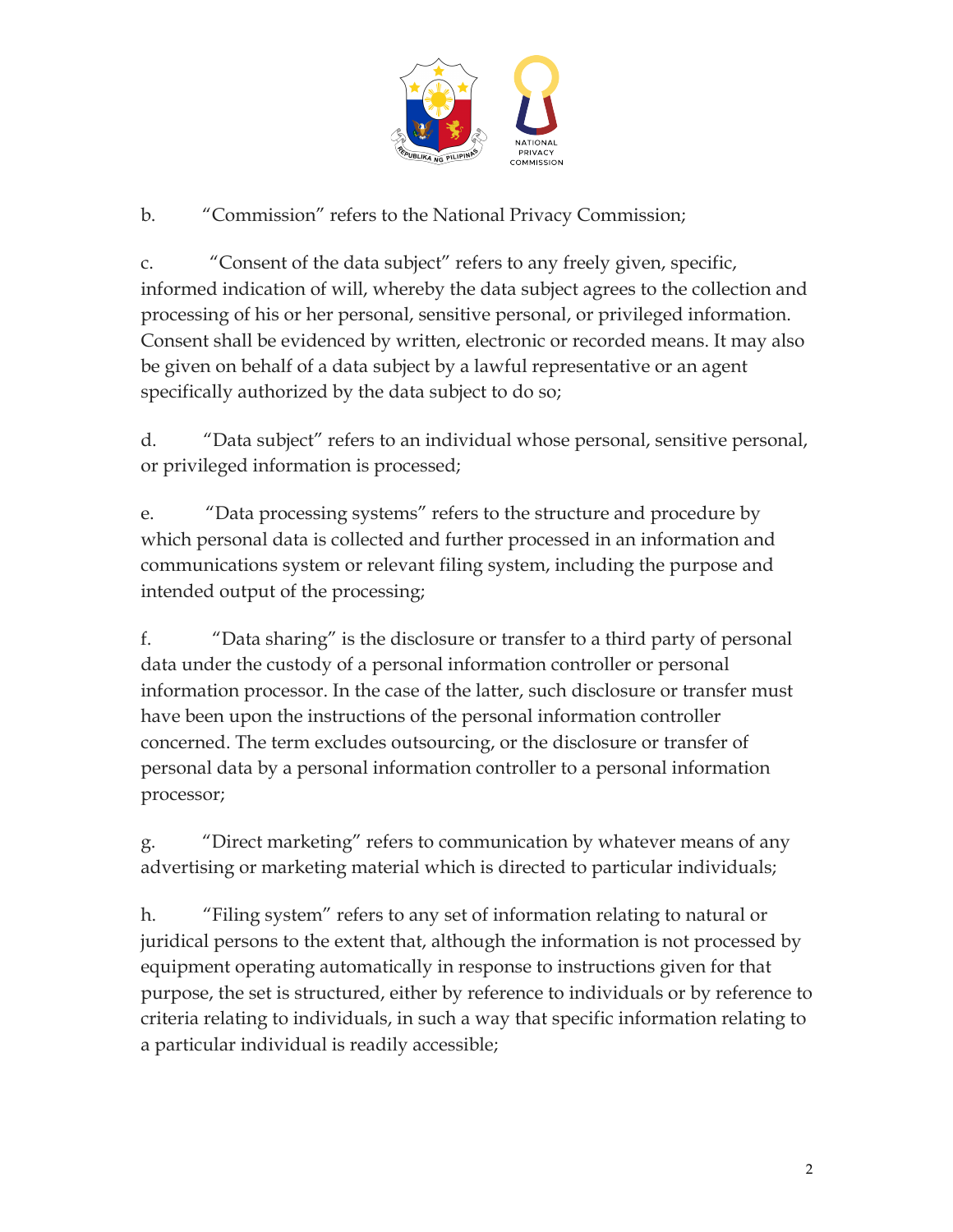b. “Commission” refers to the National Privacy Commission;

c. “Consent of the data subject” refers to any freely given, specific, informed indication of will, whereby the data subject agrees to the collection and processing of his or her personal, sensitive personal, or privileged information. Consent shall be evidenced by written, electronic or recorded means. It may also be given on behalf of a data subject by a lawful representative or an agent specifically authorized by the data subject to do so;

d. “Data subject” refers to an individual whose personal, sensitive personal, or privileged information is processed;

e. “Data processing systems” refers to the structure and procedure by which personal data is collected and further processed in an information and communications system or relevant filing system, including the purpose and intended output of the processing;

f. “Data sharing” is the disclosure or transfer to a third party of personal data under the custody of a personal information controller or personal information processor. In the case of the latter, such disclosure or transfer must have been upon the instructions of the personal information controller concerned. The term excludes outsourcing, or the disclosure or transfer of personal data by a personal information controller to a personal information processor;

g. “Direct marketing” refers to communication by whatever means of any advertising or marketing material which is directed to particular individuals;

h. “Filing system” refers to any set of information relating to natural or juridical persons to the extent that, although the information is not processed by equipment operating automatically in response to instructions given for that purpose, the set is structured, either by reference to individuals or by reference to criteria relating to individuals, in such a way that specific information relating to a particular individual is readily accessible;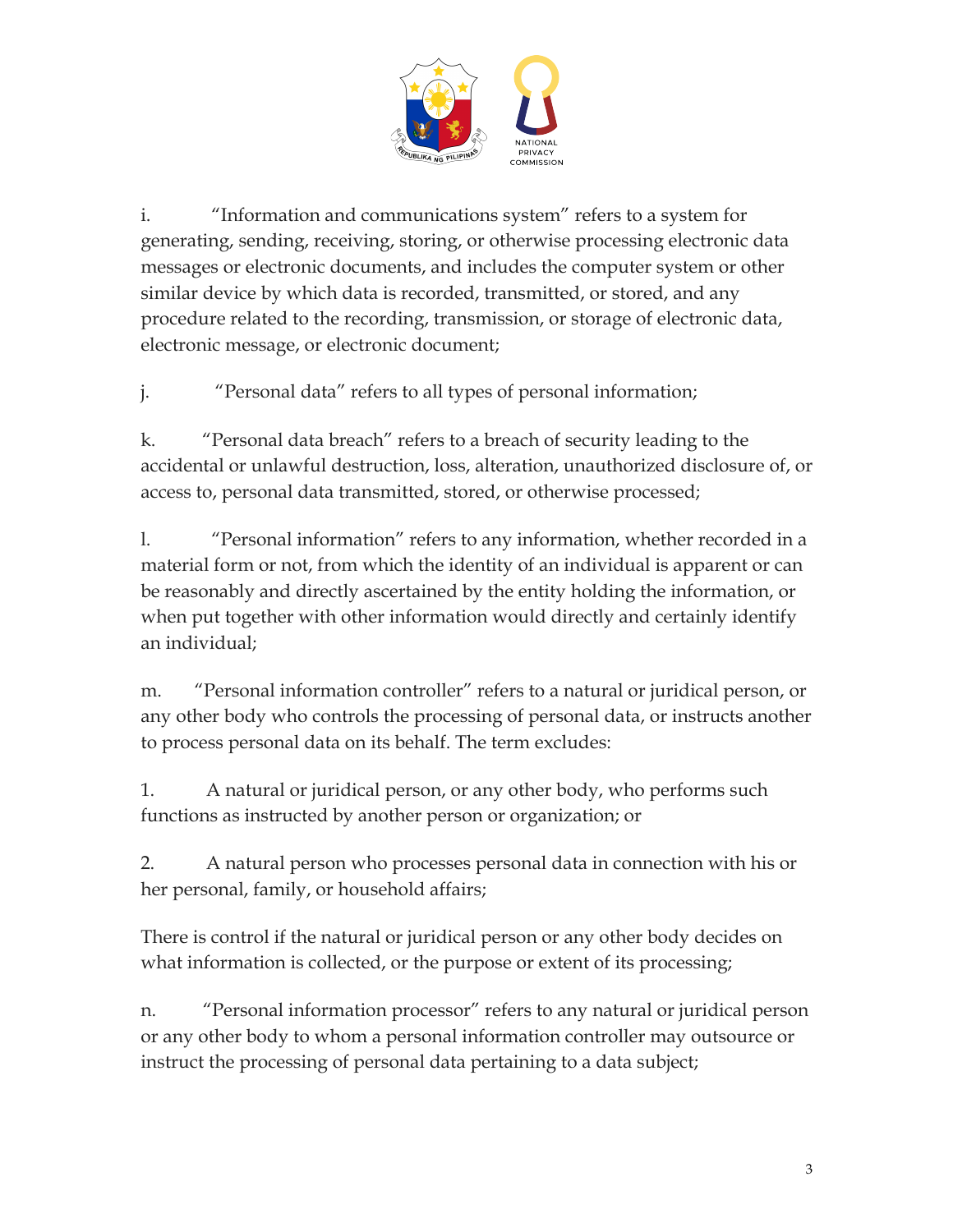i. "Information and communications system" refers to a system for generating, sending, receiving, storing, or otherwise processing electronic data messages or electronic documents, and includes the computer system or other similar device by which data is recorded, transmitted, or stored, and any procedure related to the recording, transmission, or storage of electronic data, electronic message, or electronic document;

j. "Personal data" refers to all types of personal information;

k. "Personal data breach" refers to a breach of security leading to the accidental or unlawful destruction, loss, alteration, unauthorized disclosure of, or access to, personal data transmitted, stored, or otherwise processed;

l. "Personal information" refers to any information, whether recorded in a material form or not, from which the identity of an individual is apparent or can be reasonably and directly ascertained by the entity holding the information, or when put together with other information would directly and certainly identify an individual;

m. "Personal information controller" refers to a natural or juridical person, or any other body who controls the processing of personal data, or instructs another to process personal data on its behalf. The term excludes:

1. A natural or juridical person, or any other body, who performs such functions as instructed by another person or organization; or

2. A natural person who processes personal data in connection with his or her personal, family, or household affairs;

There is control if the natural or juridical person or any other body decides on what information is collected, or the purpose or extent of its processing;

n. "Personal information processor" refers to any natural or juridical person or any other body to whom a personal information controller may outsource or instruct the processing of personal data pertaining to a data subject;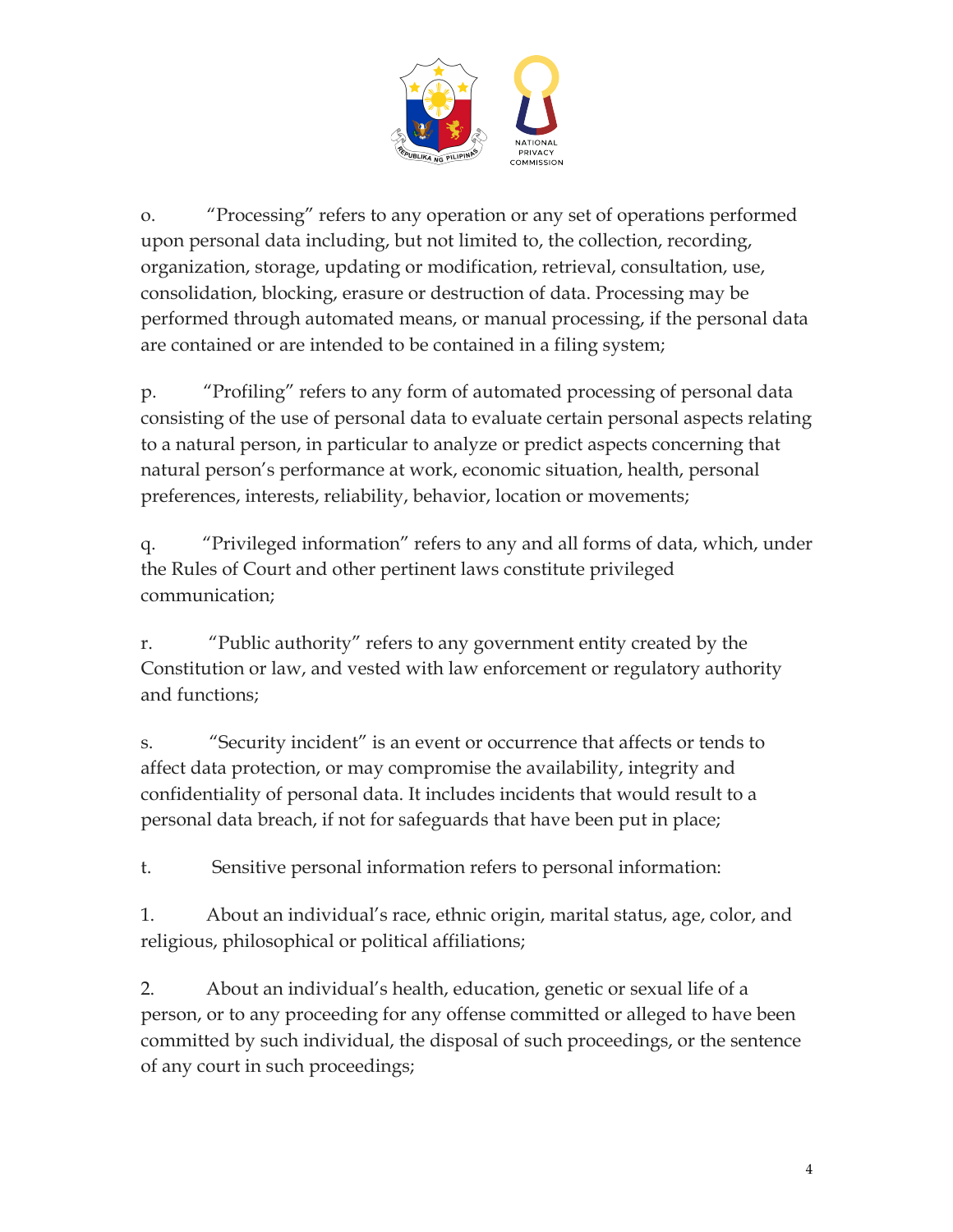o. "Processing" refers to any operation or any set of operations performed upon personal data including, but not limited to, the collection, recording, organization, storage, updating or modification, retrieval, consultation, use, consolidation, blocking, erasure or destruction of data. Processing may be performed through automated means, or manual processing, if the personal data are contained or are intended to be contained in a filing system;

p. "Profiling" refers to any form of automated processing of personal data consisting of the use of personal data to evaluate certain personal aspects relating to a natural person, in particular to analyze or predict aspects concerning that natural person's performance at work, economic situation, health, personal preferences, interests, reliability, behavior, location or movements;

q. "Privileged information" refers to any and all forms of data, which, under the Rules of Court and other pertinent laws constitute privileged communication;

r. "Public authority" refers to any government entity created by the Constitution or law, and vested with law enforcement or regulatory authority and functions;

s. "Security incident" is an event or occurrence that affects or tends to affect data protection, or may compromise the availability, integrity and confidentiality of personal data. It includes incidents that would result to a personal data breach, if not for safeguards that have been put in place;

t. Sensitive personal information refers to personal information:

1. About an individual's race, ethnic origin, marital status, age, color, and religious, philosophical or political affiliations;

2. About an individual's health, education, genetic or sexual life of a person, or to any proceeding for any offense committed or alleged to have been committed by such individual, the disposal of such proceedings, or the sentence of any court in such proceedings;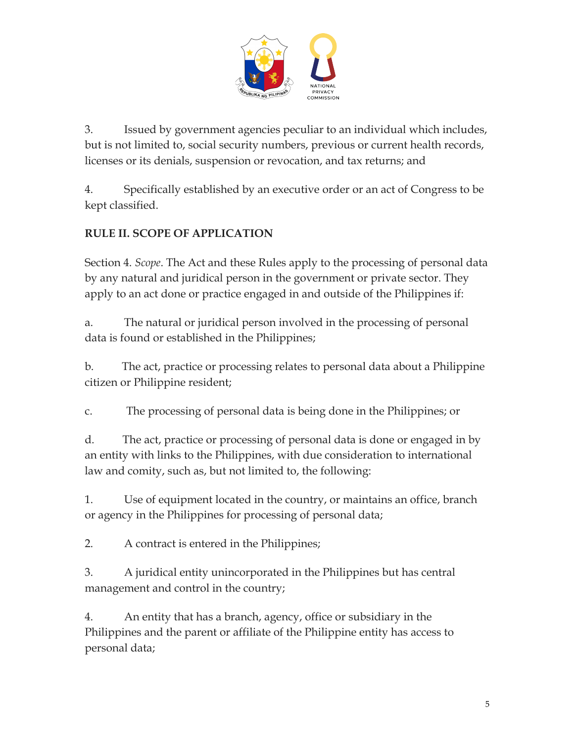3. Issued by government agencies peculiar to an individual which includes, but is not limited to, social security numbers, previous or current health records, licenses or its denials, suspension or revocation, and tax returns; and

4. Specifically established by an executive order or an act of Congress to be kept classified.

## RULE II. SCOPE OF APPLICATION

Section 4. *Scope*. The Act and these Rules apply to the processing of personal data by any natural and juridical person in the government or private sector. They apply to an act done or practice engaged in and outside of the Philippines if:

a. The natural or juridical person involved in the processing of personal data is found or established in the Philippines;

b. The act, practice or processing relates to personal data about a Philippine citizen or Philippine resident;

c. The processing of personal data is being done in the Philippines; or

d. The act, practice or processing of personal data is done or engaged in by an entity with links to the Philippines, with due consideration to international law and comity, such as, but not limited to, the following:

1. Use of equipment located in the country, or maintains an office, branch or agency in the Philippines for processing of personal data;

2. A contract is entered in the Philippines;

3. A juridical entity unincorporated in the Philippines but has central management and control in the country;

4. An entity that has a branch, agency, office or subsidiary in the Philippines and the parent or affiliate of the Philippine entity has access to personal data;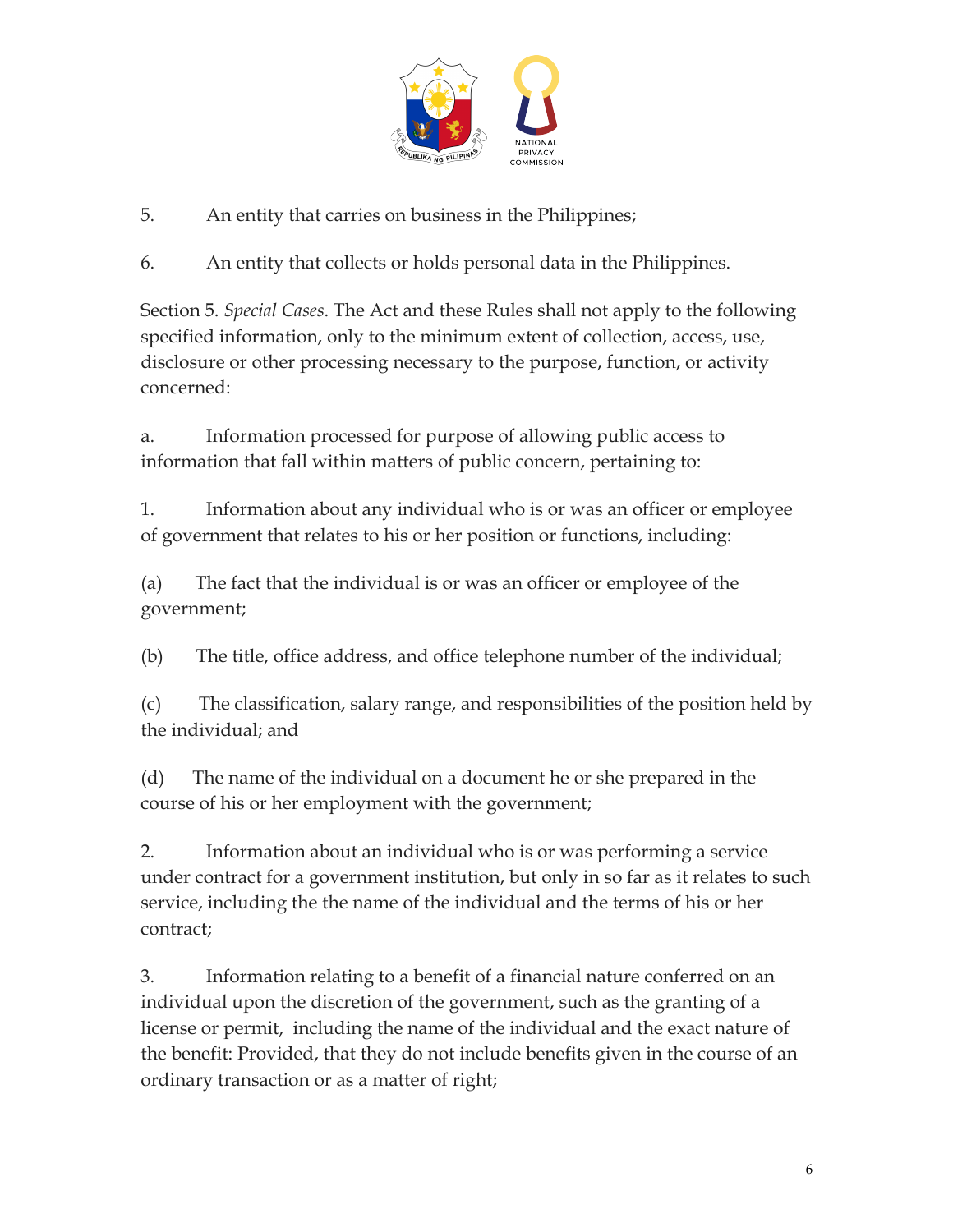5. An entity that carries on business in the Philippines;

6. An entity that collects or holds personal data in the Philippines.

Section 5. *Special Cases*. The Act and these Rules shall not apply to the following specified information, only to the minimum extent of collection, access, use, disclosure or other processing necessary to the purpose, function, or activity concerned:

a. Information processed for purpose of allowing public access to information that fall within matters of public concern, pertaining to:

1. Information about any individual who is or was an officer or employee of government that relates to his or her position or functions, including:

(a) The fact that the individual is or was an officer or employee of the government;

(b) The title, office address, and office telephone number of the individual;

(c) The classification, salary range, and responsibilities of the position held by the individual; and

(d) The name of the individual on a document he or she prepared in the course of his or her employment with the government;

2. Information about an individual who is or was performing a service under contract for a government institution, but only in so far as it relates to such service, including the the name of the individual and the terms of his or her contract;

3. Information relating to a benefit of a financial nature conferred on an individual upon the discretion of the government, such as the granting of a license or permit, including the name of the individual and the exact nature of the benefit: Provided, that they do not include benefits given in the course of an ordinary transaction or as a matter of right;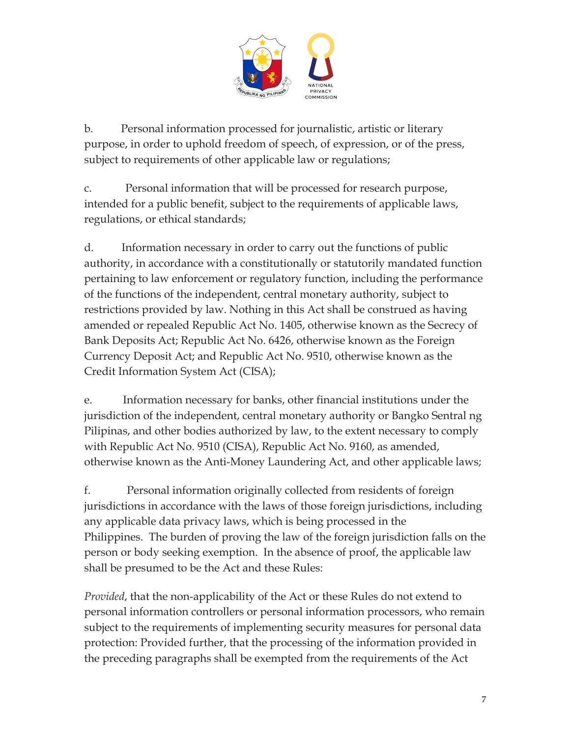b. Personal information processed for journalistic, artistic or literary purpose, in order to uphold freedom of speech, of expression, or of the press, subject to requirements of other applicable law or regulations;

c. Personal information that will be processed for research purpose, intended for a public benefit, subject to the requirements of applicable laws, regulations, or ethical standards;

d. Information necessary in order to carry out the functions of public authority, in accordance with a constitutionally or statutorily mandated function pertaining to law enforcement or regulatory function, including the performance of the functions of the independent, central monetary authority, subject to restrictions provided by law. Nothing in this Act shall be construed as having amended or repealed Republic Act No. 1405, otherwise known as the Secrecy of Bank Deposits Act; Republic Act No. 6426, otherwise known as the Foreign Currency Deposit Act; and Republic Act No. 9510, otherwise known as the Credit Information System Act (CISA);

e. Information necessary for banks, other financial institutions under the jurisdiction of the independent, central monetary authority or Bangko Sentral ng Pilipinas, and other bodies authorized by law, to the extent necessary to comply with Republic Act No. 9510 (CISA), Republic Act No. 9160, as amended, otherwise known as the Anti-Money Laundering Act, and other applicable laws;

f. Personal information originally collected from residents of foreign jurisdictions in accordance with the laws of those foreign jurisdictions, including any applicable data privacy laws, which is being processed in the Philippines. The burden of proving the law of the foreign jurisdiction falls on the person or body seeking exemption. In the absence of proof, the applicable law shall be presumed to be the Act and these Rules:

*Provided*, that the non-applicability of the Act or these Rules do not extend to personal information controllers or personal information processors, who remain subject to the requirements of implementing security measures for personal data protection: Provided further, that the processing of the information provided in the preceding paragraphs shall be exempted from the requirements of the Act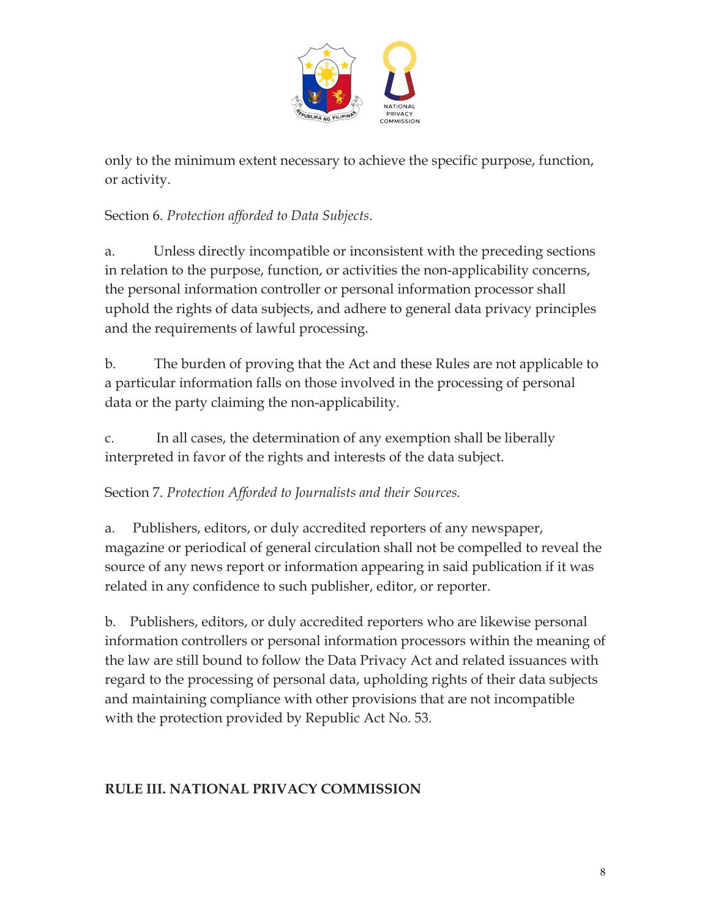only to the minimum extent necessary to achieve the specific purpose, function, or activity.

Section 6. *Protection afforded to Data Subjects*.

a. Unless directly incompatible or inconsistent with the preceding sections in relation to the purpose, function, or activities the non-applicability concerns, the personal information controller or personal information processor shall uphold the rights of data subjects, and adhere to general data privacy principles and the requirements of lawful processing.

b. The burden of proving that the Act and these Rules are not applicable to a particular information falls on those involved in the processing of personal data or the party claiming the non-applicability.

c. In all cases, the determination of any exemption shall be liberally interpreted in favor of the rights and interests of the data subject.

Section 7. *Protection Afforded to Journalists and their Sources.*

a. Publishers, editors, or duly accredited reporters of any newspaper, magazine or periodical of general circulation shall not be compelled to reveal the source of any news report or information appearing in said publication if it was related in any confidence to such publisher, editor, or reporter.

b. Publishers, editors, or duly accredited reporters who are likewise personal information controllers or personal information processors within the meaning of the law are still bound to follow the Data Privacy Act and related issuances with regard to the processing of personal data, upholding rights of their data subjects and maintaining compliance with other provisions that are not incompatible with the protection provided by Republic Act No. 53.

## RULE III. NATIONAL PRIVACY COMMISSION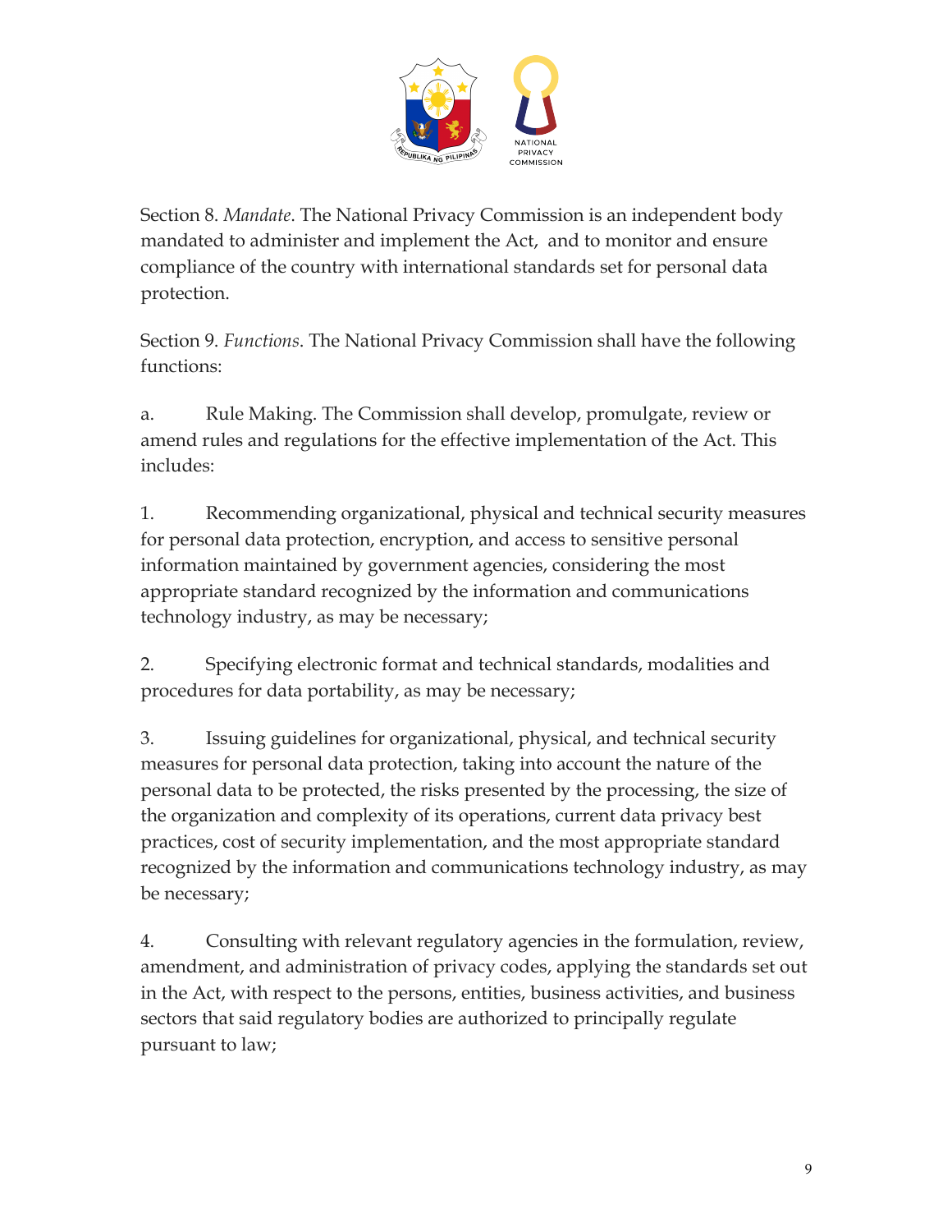Section 8. *Mandate*. The National Privacy Commission is an independent body mandated to administer and implement the Act, and to monitor and ensure compliance of the country with international standards set for personal data protection.

Section 9. *Functions*. The National Privacy Commission shall have the following functions:

a. Rule Making. The Commission shall develop, promulgate, review or amend rules and regulations for the effective implementation of the Act. This includes:

1. Recommending organizational, physical and technical security measures for personal data protection, encryption, and access to sensitive personal information maintained by government agencies, considering the most appropriate standard recognized by the information and communications technology industry, as may be necessary;

2. Specifying electronic format and technical standards, modalities and procedures for data portability, as may be necessary;

3. Issuing guidelines for organizational, physical, and technical security measures for personal data protection, taking into account the nature of the personal data to be protected, the risks presented by the processing, the size of the organization and complexity of its operations, current data privacy best practices, cost of security implementation, and the most appropriate standard recognized by the information and communications technology industry, as may be necessary;

4. Consulting with relevant regulatory agencies in the formulation, review, amendment, and administration of privacy codes, applying the standards set out in the Act, with respect to the persons, entities, business activities, and business sectors that said regulatory bodies are authorized to principally regulate pursuant to law;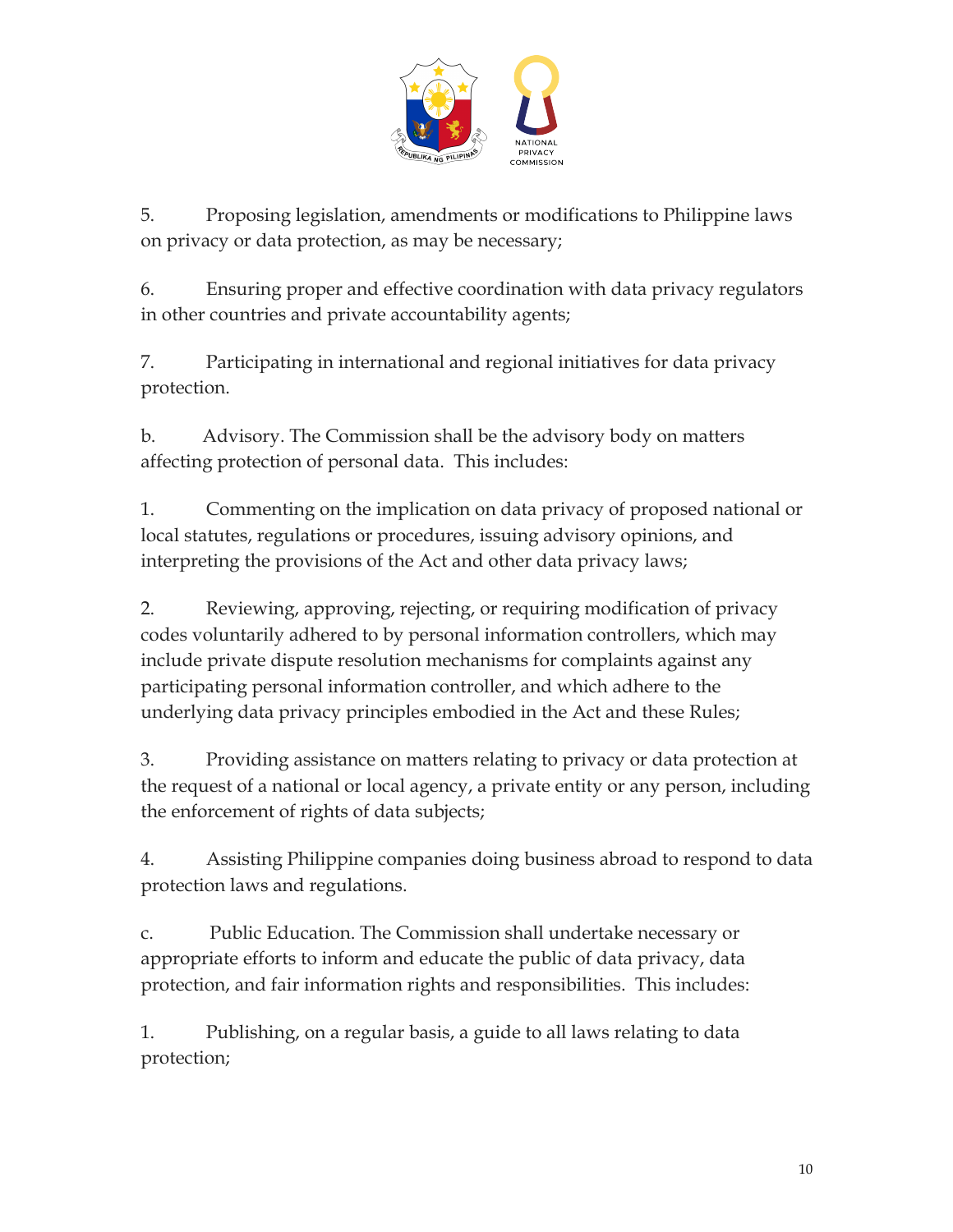5. Proposing legislation, amendments or modifications to Philippine laws on privacy or data protection, as may be necessary;

6. Ensuring proper and effective coordination with data privacy regulators in other countries and private accountability agents;

7. Participating in international and regional initiatives for data privacy protection.

b. Advisory. The Commission shall be the advisory body on matters affecting protection of personal data. This includes:

1. Commenting on the implication on data privacy of proposed national or local statutes, regulations or procedures, issuing advisory opinions, and interpreting the provisions of the Act and other data privacy laws;

2. Reviewing, approving, rejecting, or requiring modification of privacy codes voluntarily adhered to by personal information controllers, which may include private dispute resolution mechanisms for complaints against any participating personal information controller, and which adhere to the underlying data privacy principles embodied in the Act and these Rules;

3. Providing assistance on matters relating to privacy or data protection at the request of a national or local agency, a private entity or any person, including the enforcement of rights of data subjects;

4. Assisting Philippine companies doing business abroad to respond to data protection laws and regulations.

c. Public Education. The Commission shall undertake necessary or appropriate efforts to inform and educate the public of data privacy, data protection, and fair information rights and responsibilities. This includes:

1. Publishing, on a regular basis, a guide to all laws relating to data protection;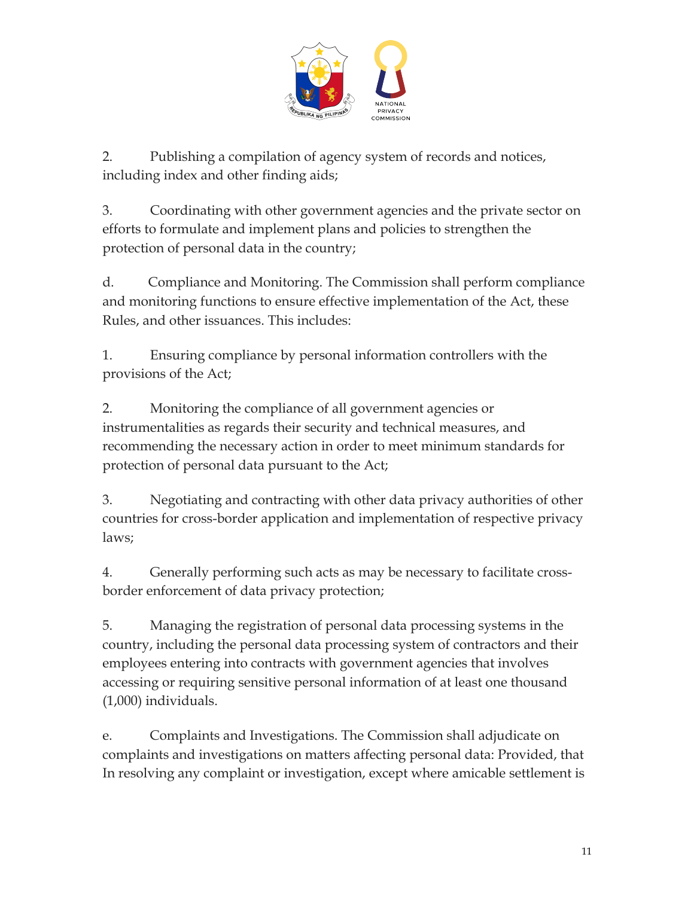2. Publishing a compilation of agency system of records and notices, including index and other finding aids;

3. Coordinating with other government agencies and the private sector on efforts to formulate and implement plans and policies to strengthen the protection of personal data in the country;

d. Compliance and Monitoring. The Commission shall perform compliance and monitoring functions to ensure effective implementation of the Act, these Rules, and other issuances. This includes:

1. Ensuring compliance by personal information controllers with the provisions of the Act;

2. Monitoring the compliance of all government agencies or instrumentalities as regards their security and technical measures, and recommending the necessary action in order to meet minimum standards for protection of personal data pursuant to the Act;

3. Negotiating and contracting with other data privacy authorities of other countries for cross-border application and implementation of respective privacy laws;

4. Generally performing such acts as may be necessary to facilitate cross-border enforcement of data privacy protection;

5. Managing the registration of personal data processing systems in the country, including the personal data processing system of contractors and their employees entering into contracts with government agencies that involves accessing or requiring sensitive personal information of at least one thousand (1,000) individuals.

e. Complaints and Investigations. The Commission shall adjudicate on complaints and investigations on matters affecting personal data: Provided, that In resolving any complaint or investigation, except where amicable settlement is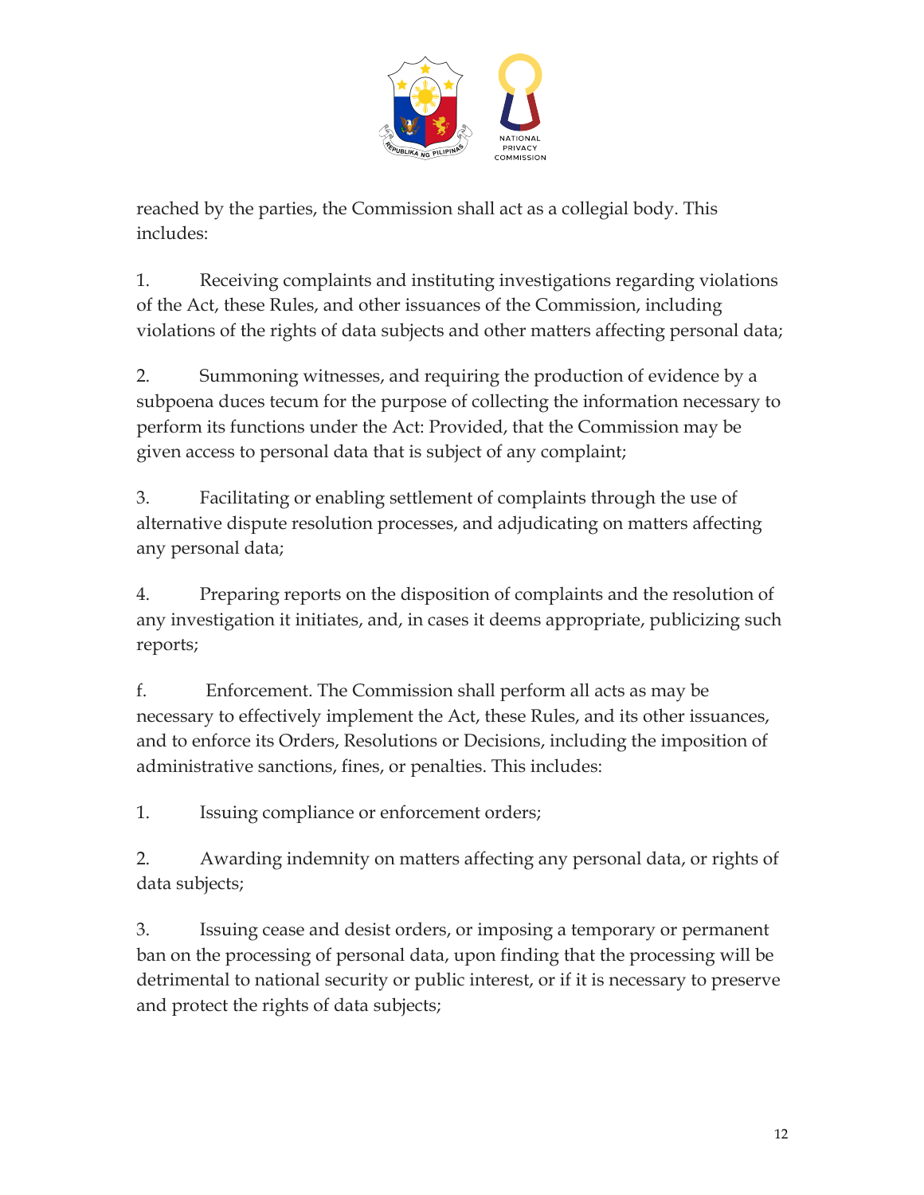reached by the parties, the Commission shall act as a collegial body. This includes:

1. Receiving complaints and instituting investigations regarding violations of the Act, these Rules, and other issuances of the Commission, including violations of the rights of data subjects and other matters affecting personal data;

2. Summoning witnesses, and requiring the production of evidence by a subpoena duces tecum for the purpose of collecting the information necessary to perform its functions under the Act: Provided, that the Commission may be given access to personal data that is subject of any complaint;

3. Facilitating or enabling settlement of complaints through the use of alternative dispute resolution processes, and adjudicating on matters affecting any personal data;

4. Preparing reports on the disposition of complaints and the resolution of any investigation it initiates, and, in cases it deems appropriate, publicizing such reports;

f. Enforcement. The Commission shall perform all acts as may be necessary to effectively implement the Act, these Rules, and its other issuances, and to enforce its Orders, Resolutions or Decisions, including the imposition of administrative sanctions, fines, or penalties. This includes:

1. Issuing compliance or enforcement orders;

2. Awarding indemnity on matters affecting any personal data, or rights of data subjects;

3. Issuing cease and desist orders, or imposing a temporary or permanent ban on the processing of personal data, upon finding that the processing will be detrimental to national security or public interest, or if it is necessary to preserve and protect the rights of data subjects;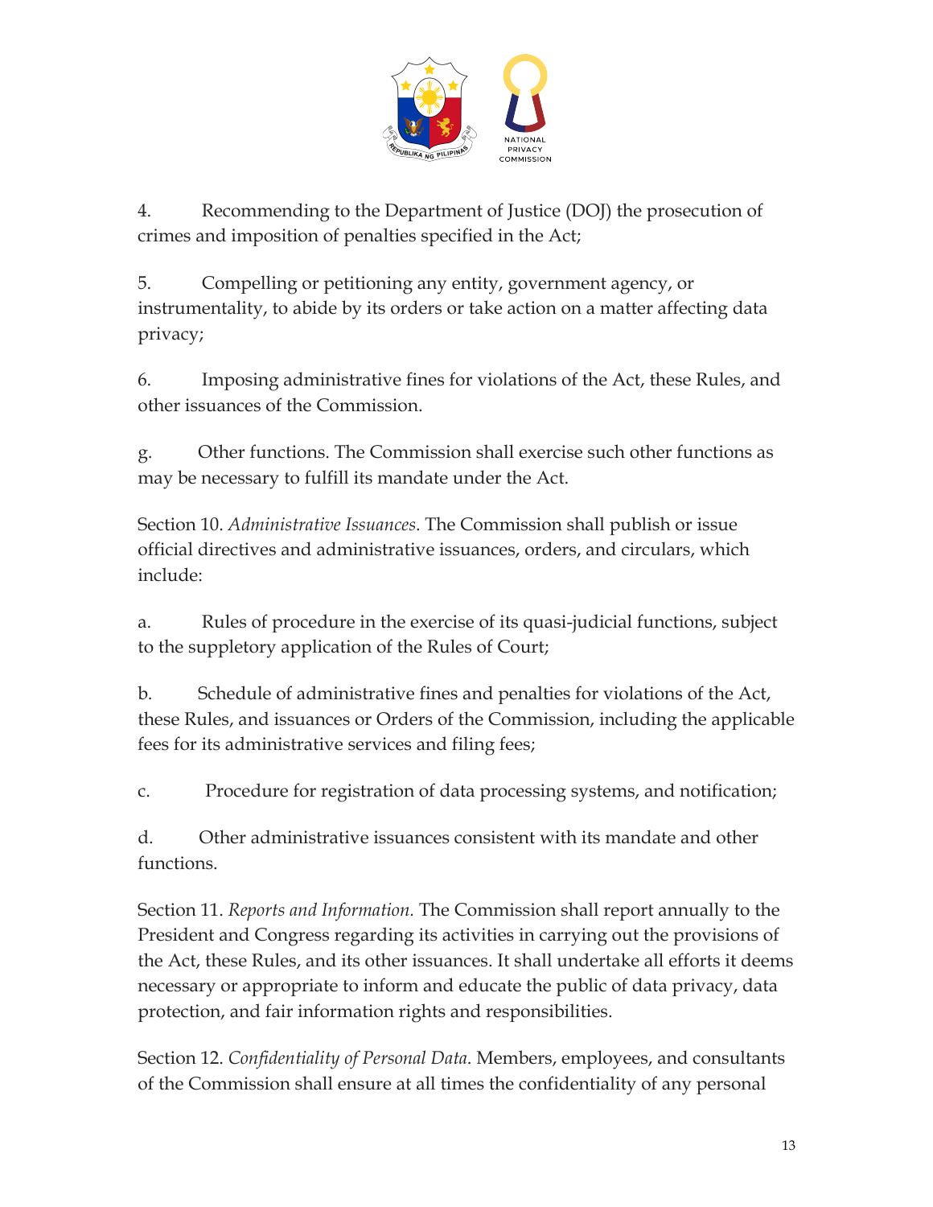4. Recommending to the Department of Justice (DOJ) the prosecution of crimes and imposition of penalties specified in the Act;

5. Compelling or petitioning any entity, government agency, or instrumentality, to abide by its orders or take action on a matter affecting data privacy;

6. Imposing administrative fines for violations of the Act, these Rules, and other issuances of the Commission.

g. Other functions. The Commission shall exercise such other functions as may be necessary to fulfill its mandate under the Act.

Section 10. *Administrative Issuances*. The Commission shall publish or issue official directives and administrative issuances, orders, and circulars, which include:

a. Rules of procedure in the exercise of its quasi-judicial functions, subject to the suppletory application of the Rules of Court;

b. Schedule of administrative fines and penalties for violations of the Act, these Rules, and issuances or Orders of the Commission, including the applicable fees for its administrative services and filing fees;

c. Procedure for registration of data processing systems, and notification;

d. Other administrative issuances consistent with its mandate and other functions.

Section 11. *Reports and Information.* The Commission shall report annually to the President and Congress regarding its activities in carrying out the provisions of the Act, these Rules, and its other issuances. It shall undertake all efforts it deems necessary or appropriate to inform and educate the public of data privacy, data protection, and fair information rights and responsibilities.

Section 12. *Confidentiality of Personal Data*. Members, employees, and consultants of the Commission shall ensure at all times the confidentiality of any personal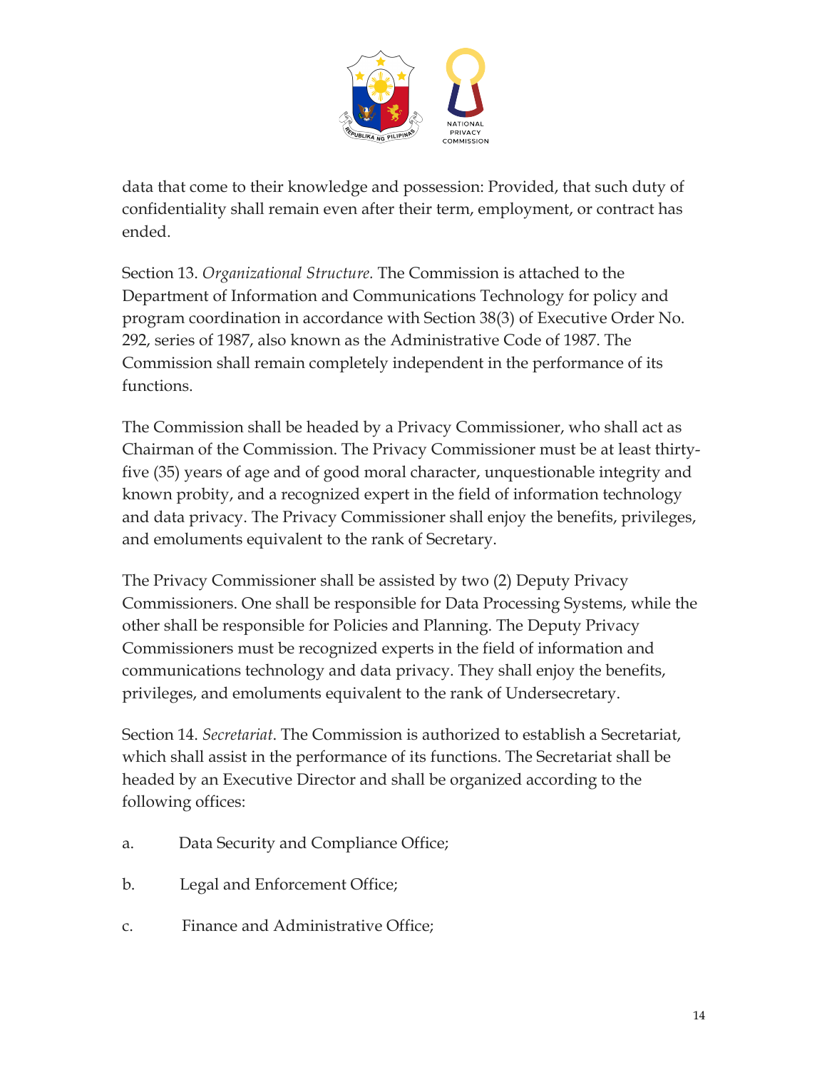data that come to their knowledge and possession: Provided, that such duty of confidentiality shall remain even after their term, employment, or contract has ended.

Section 13. *Organizational Structure.* The Commission is attached to the Department of Information and Communications Technology for policy and program coordination in accordance with Section 38(3) of Executive Order No. 292, series of 1987, also known as the Administrative Code of 1987. The Commission shall remain completely independent in the performance of its functions.

The Commission shall be headed by a Privacy Commissioner, who shall act as Chairman of the Commission. The Privacy Commissioner must be at least thirty-five (35) years of age and of good moral character, unquestionable integrity and known probity, and a recognized expert in the field of information technology and data privacy. The Privacy Commissioner shall enjoy the benefits, privileges, and emoluments equivalent to the rank of Secretary.

The Privacy Commissioner shall be assisted by two (2) Deputy Privacy Commissioners. One shall be responsible for Data Processing Systems, while the other shall be responsible for Policies and Planning. The Deputy Privacy Commissioners must be recognized experts in the field of information and communications technology and data privacy. They shall enjoy the benefits, privileges, and emoluments equivalent to the rank of Undersecretary.

Section 14. *Secretariat*. The Commission is authorized to establish a Secretariat, which shall assist in the performance of its functions. The Secretariat shall be headed by an Executive Director and shall be organized according to the following offices:

a. Data Security and Compliance Office;

b. Legal and Enforcement Office;

c. Finance and Administrative Office;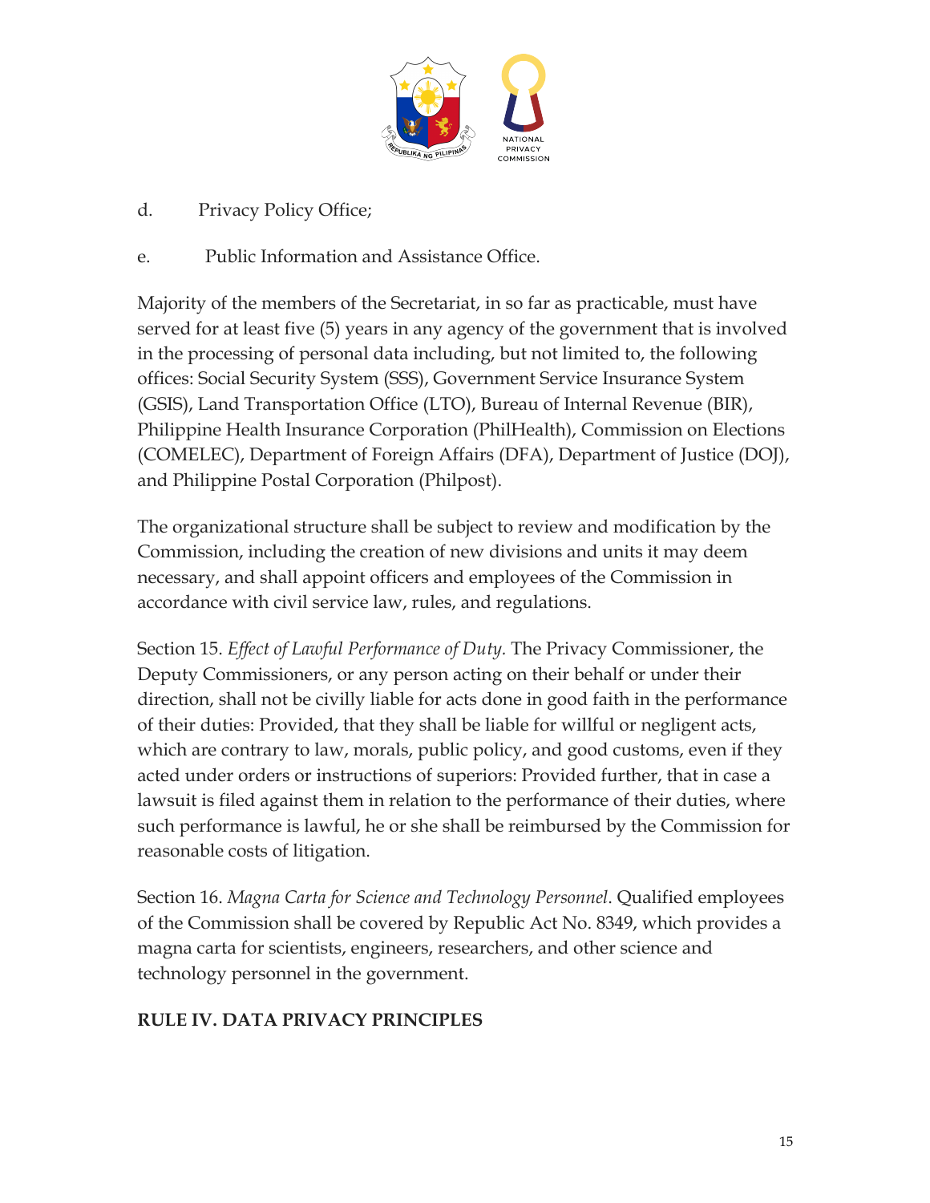d. Privacy Policy Office;

e. Public Information and Assistance Office.

Majority of the members of the Secretariat, in so far as practicable, must have served for at least five (5) years in any agency of the government that is involved in the processing of personal data including, but not limited to, the following offices: Social Security System (SSS), Government Service Insurance System (GSIS), Land Transportation Office (LTO), Bureau of Internal Revenue (BIR), Philippine Health Insurance Corporation (PhilHealth), Commission on Elections (COMELEC), Department of Foreign Affairs (DFA), Department of Justice (DOJ), and Philippine Postal Corporation (Philpost).

The organizational structure shall be subject to review and modification by the Commission, including the creation of new divisions and units it may deem necessary, and shall appoint officers and employees of the Commission in accordance with civil service law, rules, and regulations.

Section 15. *Effect of Lawful Performance of Duty.* The Privacy Commissioner, the Deputy Commissioners, or any person acting on their behalf or under their direction, shall not be civilly liable for acts done in good faith in the performance of their duties: Provided, that they shall be liable for willful or negligent acts, which are contrary to law, morals, public policy, and good customs, even if they acted under orders or instructions of superiors: Provided further, that in case a lawsuit is filed against them in relation to the performance of their duties, where such performance is lawful, he or she shall be reimbursed by the Commission for reasonable costs of litigation.

Section 16. *Magna Carta for Science and Technology Personnel*. Qualified employees of the Commission shall be covered by Republic Act No. 8349, which provides a magna carta for scientists, engineers, researchers, and other science and technology personnel in the government.

## RULE IV. DATA PRIVACY PRINCIPLES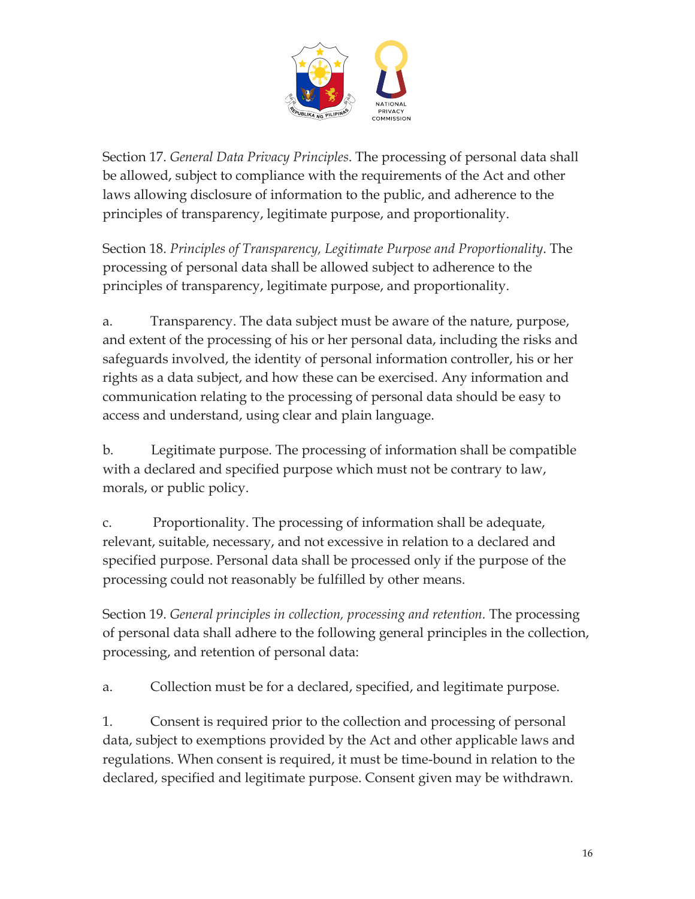Section 17. *General Data Privacy Principles*. The processing of personal data shall be allowed, subject to compliance with the requirements of the Act and other laws allowing disclosure of information to the public, and adherence to the principles of transparency, legitimate purpose, and proportionality.

Section 18. *Principles of Transparency, Legitimate Purpose and Proportionality*. The processing of personal data shall be allowed subject to adherence to the principles of transparency, legitimate purpose, and proportionality.

a. Transparency. The data subject must be aware of the nature, purpose, and extent of the processing of his or her personal data, including the risks and safeguards involved, the identity of personal information controller, his or her rights as a data subject, and how these can be exercised. Any information and communication relating to the processing of personal data should be easy to access and understand, using clear and plain language.

b. Legitimate purpose. The processing of information shall be compatible with a declared and specified purpose which must not be contrary to law, morals, or public policy.

c. Proportionality. The processing of information shall be adequate, relevant, suitable, necessary, and not excessive in relation to a declared and specified purpose. Personal data shall be processed only if the purpose of the processing could not reasonably be fulfilled by other means.

Section 19. *General principles in collection, processing and retention.* The processing of personal data shall adhere to the following general principles in the collection, processing, and retention of personal data:

a. Collection must be for a declared, specified, and legitimate purpose.

1. Consent is required prior to the collection and processing of personal data, subject to exemptions provided by the Act and other applicable laws and regulations. When consent is required, it must be time-bound in relation to the declared, specified and legitimate purpose. Consent given may be withdrawn.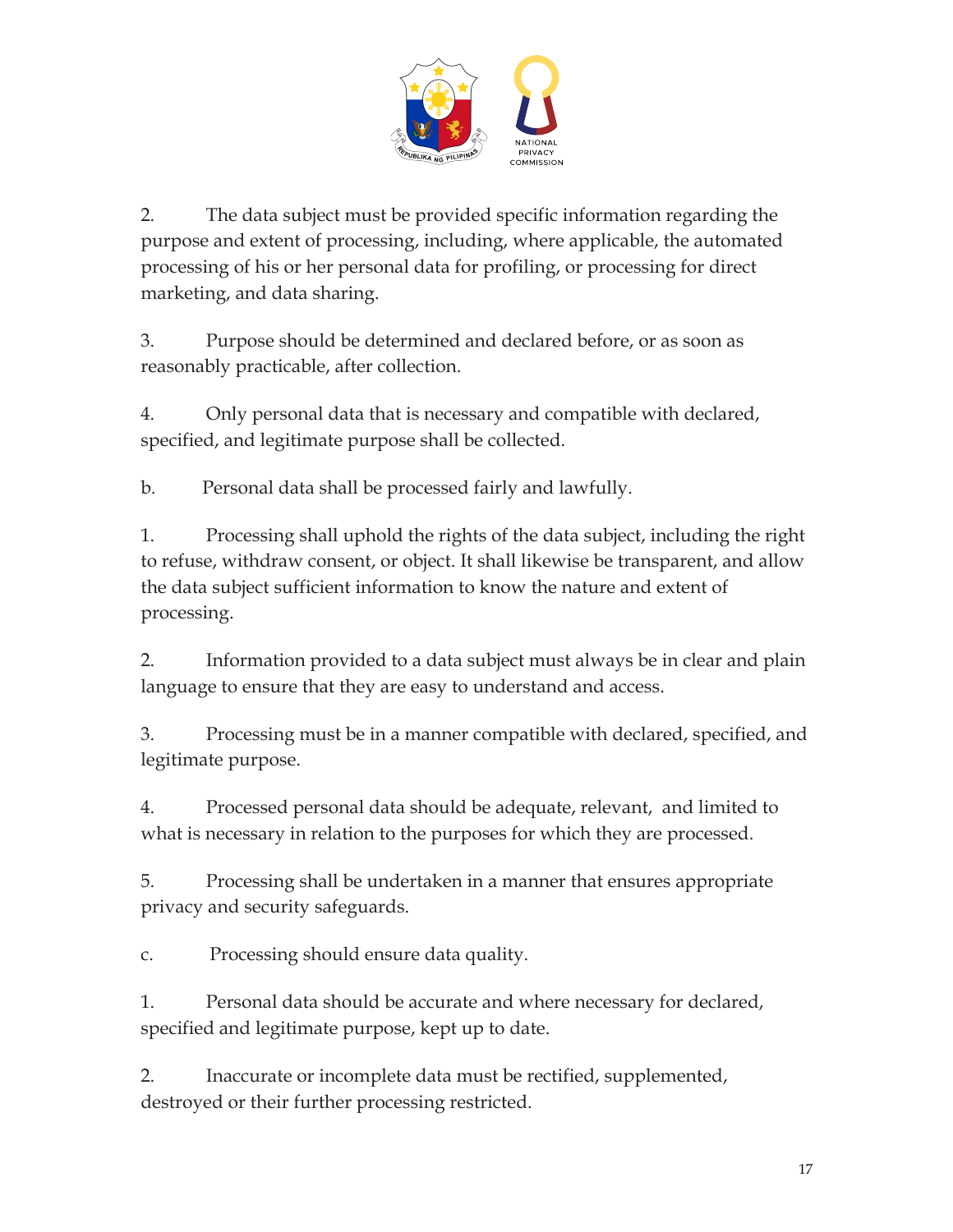2. The data subject must be provided specific information regarding the purpose and extent of processing, including, where applicable, the automated processing of his or her personal data for profiling, or processing for direct marketing, and data sharing.

3. Purpose should be determined and declared before, or as soon as reasonably practicable, after collection.

4. Only personal data that is necessary and compatible with declared, specified, and legitimate purpose shall be collected.

b. Personal data shall be processed fairly and lawfully.

1. Processing shall uphold the rights of the data subject, including the right to refuse, withdraw consent, or object. It shall likewise be transparent, and allow the data subject sufficient information to know the nature and extent of processing.

2. Information provided to a data subject must always be in clear and plain language to ensure that they are easy to understand and access.

3. Processing must be in a manner compatible with declared, specified, and legitimate purpose.

4. Processed personal data should be adequate, relevant, and limited to what is necessary in relation to the purposes for which they are processed.

5. Processing shall be undertaken in a manner that ensures appropriate privacy and security safeguards.

c. Processing should ensure data quality.

1. Personal data should be accurate and where necessary for declared, specified and legitimate purpose, kept up to date.

2. Inaccurate or incomplete data must be rectified, supplemented, destroyed or their further processing restricted.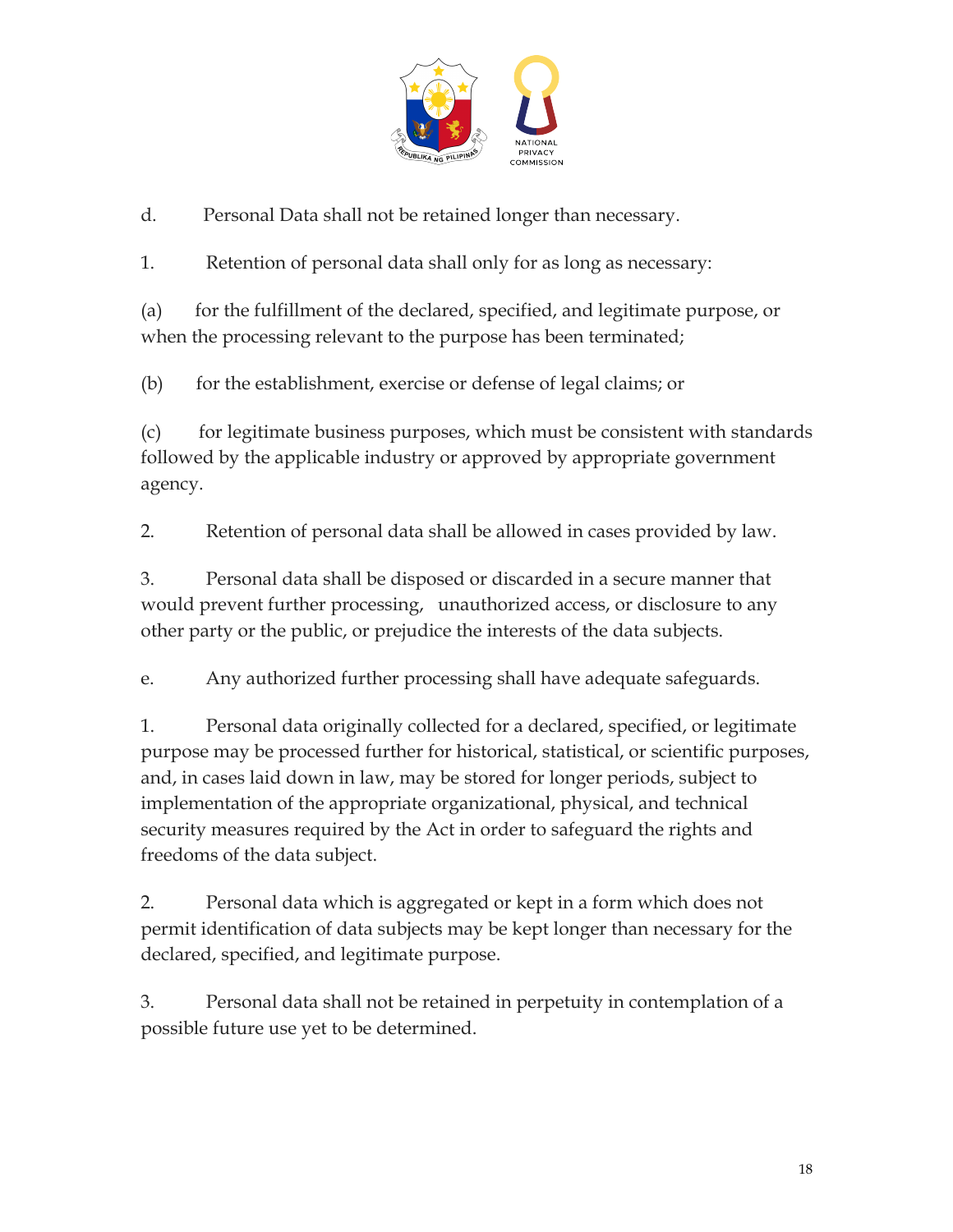d. Personal Data shall not be retained longer than necessary.

1. Retention of personal data shall only for as long as necessary:

(a) for the fulfillment of the declared, specified, and legitimate purpose, or when the processing relevant to the purpose has been terminated;

(b) for the establishment, exercise or defense of legal claims; or

(c) for legitimate business purposes, which must be consistent with standards followed by the applicable industry or approved by appropriate government agency.

2. Retention of personal data shall be allowed in cases provided by law.

3. Personal data shall be disposed or discarded in a secure manner that would prevent further processing, unauthorized access, or disclosure to any other party or the public, or prejudice the interests of the data subjects.

e. Any authorized further processing shall have adequate safeguards.

1. Personal data originally collected for a declared, specified, or legitimate purpose may be processed further for historical, statistical, or scientific purposes, and, in cases laid down in law, may be stored for longer periods, subject to implementation of the appropriate organizational, physical, and technical security measures required by the Act in order to safeguard the rights and freedoms of the data subject.

2. Personal data which is aggregated or kept in a form which does not permit identification of data subjects may be kept longer than necessary for the declared, specified, and legitimate purpose.

3. Personal data shall not be retained in perpetuity in contemplation of a possible future use yet to be determined.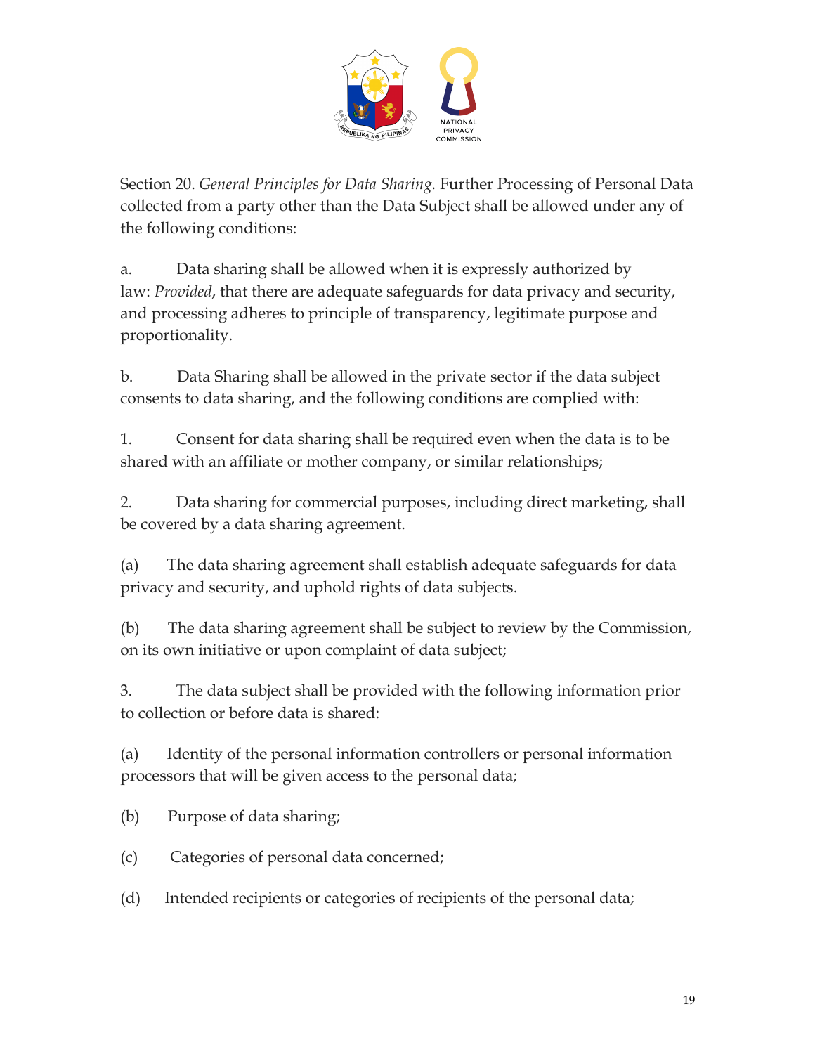Section 20. *General Principles for Data Sharing.* Further Processing of Personal Data collected from a party other than the Data Subject shall be allowed under any of the following conditions:

a. Data sharing shall be allowed when it is expressly authorized by law: *Provided*, that there are adequate safeguards for data privacy and security, and processing adheres to principle of transparency, legitimate purpose and proportionality.

b. Data Sharing shall be allowed in the private sector if the data subject consents to data sharing, and the following conditions are complied with:

1. Consent for data sharing shall be required even when the data is to be shared with an affiliate or mother company, or similar relationships;

2. Data sharing for commercial purposes, including direct marketing, shall be covered by a data sharing agreement.

(a) The data sharing agreement shall establish adequate safeguards for data privacy and security, and uphold rights of data subjects.

(b) The data sharing agreement shall be subject to review by the Commission, on its own initiative or upon complaint of data subject;

3. The data subject shall be provided with the following information prior to collection or before data is shared:

(a) Identity of the personal information controllers or personal information processors that will be given access to the personal data;

(b) Purpose of data sharing;

(c) Categories of personal data concerned;

(d) Intended recipients or categories of recipients of the personal data;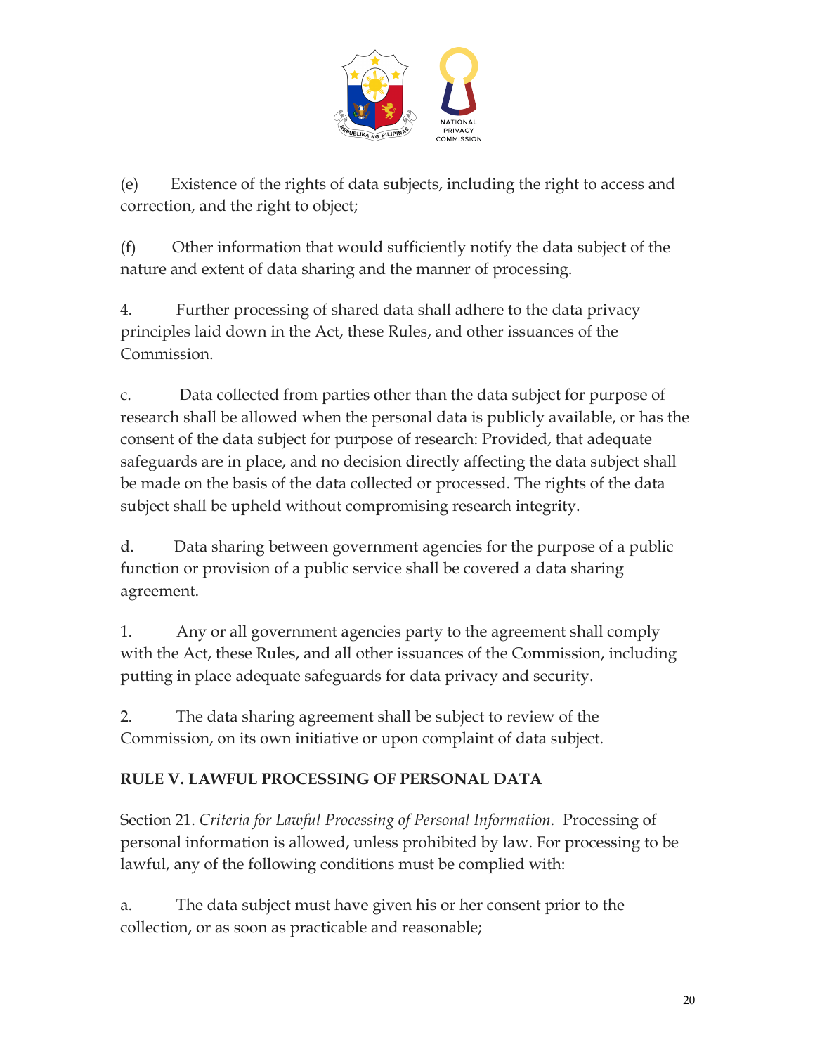(e) Existence of the rights of data subjects, including the right to access and correction, and the right to object;

(f) Other information that would sufficiently notify the data subject of the nature and extent of data sharing and the manner of processing.

4. Further processing of shared data shall adhere to the data privacy principles laid down in the Act, these Rules, and other issuances of the Commission.

c. Data collected from parties other than the data subject for purpose of research shall be allowed when the personal data is publicly available, or has the consent of the data subject for purpose of research: Provided, that adequate safeguards are in place, and no decision directly affecting the data subject shall be made on the basis of the data collected or processed. The rights of the data subject shall be upheld without compromising research integrity.

d. Data sharing between government agencies for the purpose of a public function or provision of a public service shall be covered a data sharing agreement.

1. Any or all government agencies party to the agreement shall comply with the Act, these Rules, and all other issuances of the Commission, including putting in place adequate safeguards for data privacy and security.

2. The data sharing agreement shall be subject to review of the Commission, on its own initiative or upon complaint of data subject.

## RULE V. LAWFUL PROCESSING OF PERSONAL DATA

Section 21. *Criteria for Lawful Processing of Personal Information.* Processing of personal information is allowed, unless prohibited by law. For processing to be lawful, any of the following conditions must be complied with:

a. The data subject must have given his or her consent prior to the collection, or as soon as practicable and reasonable;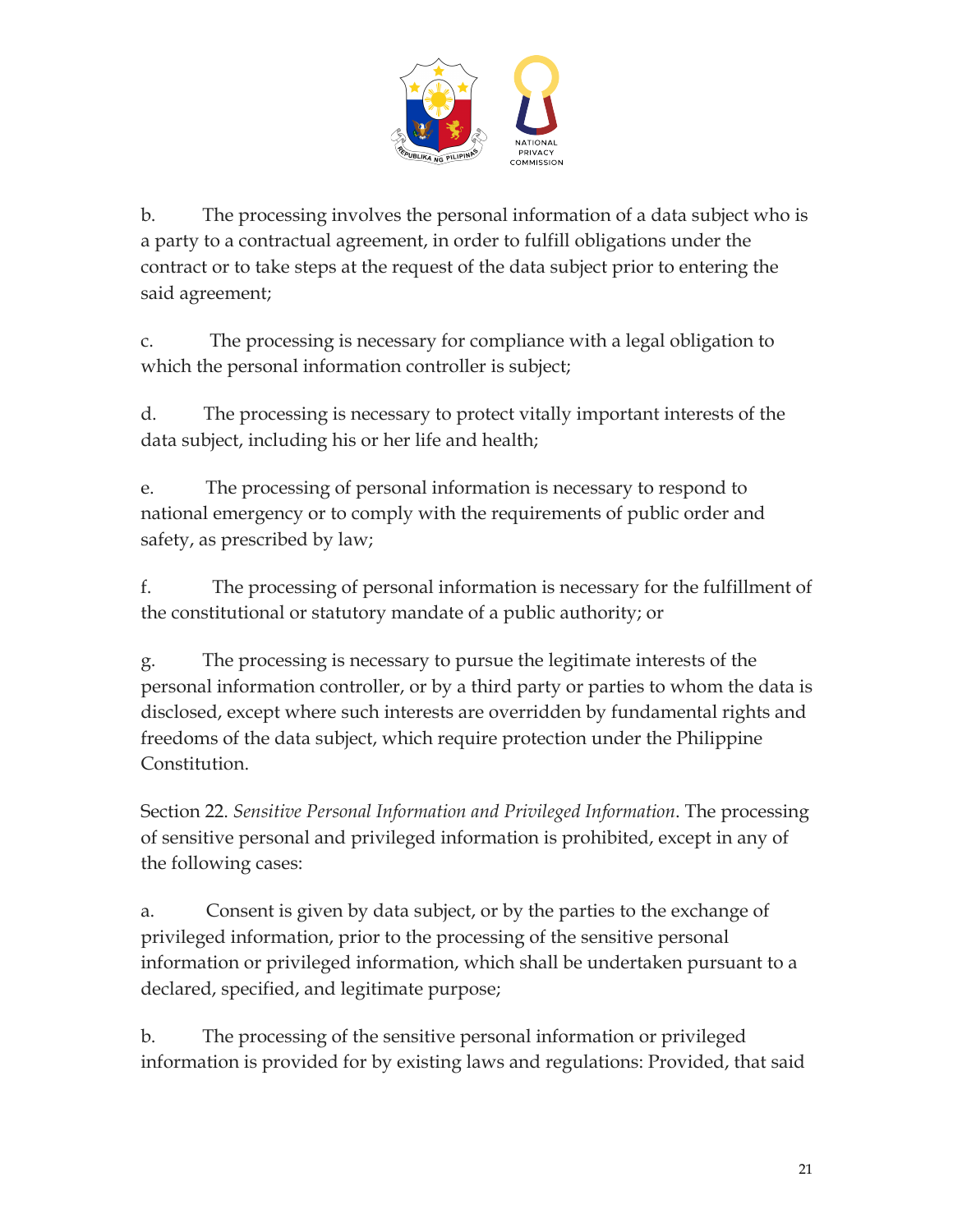b. The processing involves the personal information of a data subject who is a party to a contractual agreement, in order to fulfill obligations under the contract or to take steps at the request of the data subject prior to entering the said agreement;

c. The processing is necessary for compliance with a legal obligation to which the personal information controller is subject;

d. The processing is necessary to protect vitally important interests of the data subject, including his or her life and health;

e. The processing of personal information is necessary to respond to national emergency or to comply with the requirements of public order and safety, as prescribed by law;

f. The processing of personal information is necessary for the fulfillment of the constitutional or statutory mandate of a public authority; or

g. The processing is necessary to pursue the legitimate interests of the personal information controller, or by a third party or parties to whom the data is disclosed, except where such interests are overridden by fundamental rights and freedoms of the data subject, which require protection under the Philippine Constitution.

Section 22. *Sensitive Personal Information and Privileged Information*. The processing of sensitive personal and privileged information is prohibited, except in any of the following cases:

a. Consent is given by data subject, or by the parties to the exchange of privileged information, prior to the processing of the sensitive personal information or privileged information, which shall be undertaken pursuant to a declared, specified, and legitimate purpose;

b. The processing of the sensitive personal information or privileged information is provided for by existing laws and regulations: Provided, that said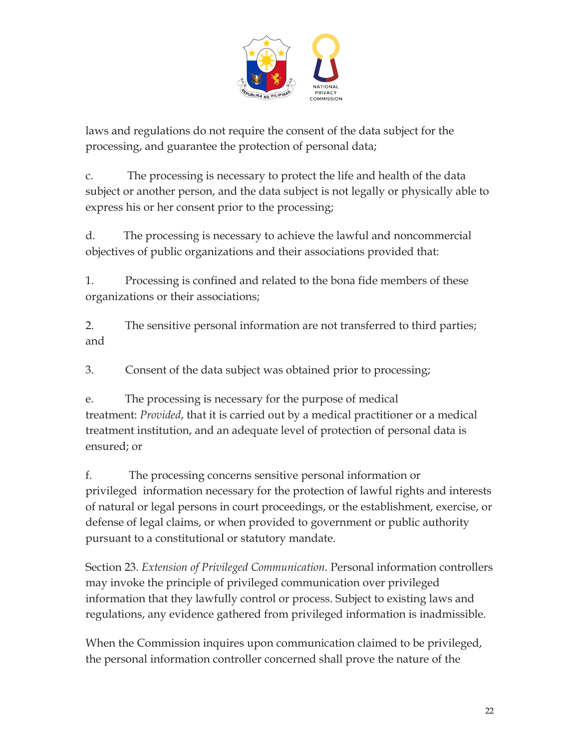laws and regulations do not require the consent of the data subject for the processing, and guarantee the protection of personal data;

c. The processing is necessary to protect the life and health of the data subject or another person, and the data subject is not legally or physically able to express his or her consent prior to the processing;

d. The processing is necessary to achieve the lawful and noncommercial objectives of public organizations and their associations provided that:

1. Processing is confined and related to the bona fide members of these organizations or their associations;

2. The sensitive personal information are not transferred to third parties; and

3. Consent of the data subject was obtained prior to processing;

e. The processing is necessary for the purpose of medical treatment: *Provided*, that it is carried out by a medical practitioner or a medical treatment institution, and an adequate level of protection of personal data is ensured; or

f. The processing concerns sensitive personal information or privileged information necessary for the protection of lawful rights and interests of natural or legal persons in court proceedings, or the establishment, exercise, or defense of legal claims, or when provided to government or public authority pursuant to a constitutional or statutory mandate.

Section 23. *Extension of Privileged Communication*. Personal information controllers may invoke the principle of privileged communication over privileged information that they lawfully control or process. Subject to existing laws and regulations, any evidence gathered from privileged information is inadmissible.

When the Commission inquires upon communication claimed to be privileged, the personal information controller concerned shall prove the nature of the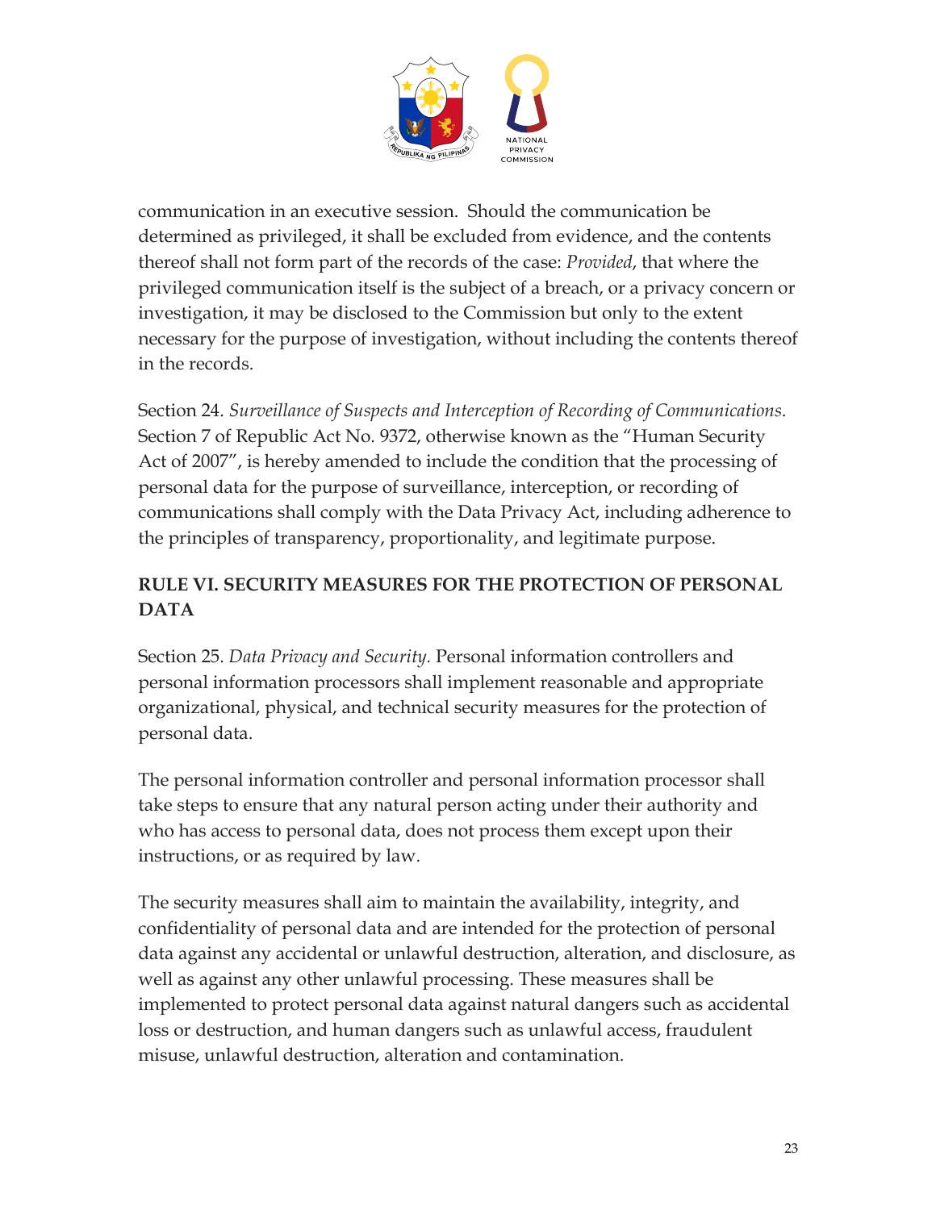communication in an executive session. Should the communication be determined as privileged, it shall be excluded from evidence, and the contents thereof shall not form part of the records of the case: *Provided*, that where the privileged communication itself is the subject of a breach, or a privacy concern or investigation, it may be disclosed to the Commission but only to the extent necessary for the purpose of investigation, without including the contents thereof in the records.

Section 24. *Surveillance of Suspects and Interception of Recording of Communications*. Section 7 of Republic Act No. 9372, otherwise known as the "Human Security Act of 2007", is hereby amended to include the condition that the processing of personal data for the purpose of surveillance, interception, or recording of communications shall comply with the Data Privacy Act, including adherence to the principles of transparency, proportionality, and legitimate purpose.

## RULE VI. SECURITY MEASURES FOR THE PROTECTION OF PERSONAL DATA

Section 25. *Data Privacy and Security.* Personal information controllers and personal information processors shall implement reasonable and appropriate organizational, physical, and technical security measures for the protection of personal data.

The personal information controller and personal information processor shall take steps to ensure that any natural person acting under their authority and who has access to personal data, does not process them except upon their instructions, or as required by law.

The security measures shall aim to maintain the availability, integrity, and confidentiality of personal data and are intended for the protection of personal data against any accidental or unlawful destruction, alteration, and disclosure, as well as against any other unlawful processing. These measures shall be implemented to protect personal data against natural dangers such as accidental loss or destruction, and human dangers such as unlawful access, fraudulent misuse, unlawful destruction, alteration and contamination.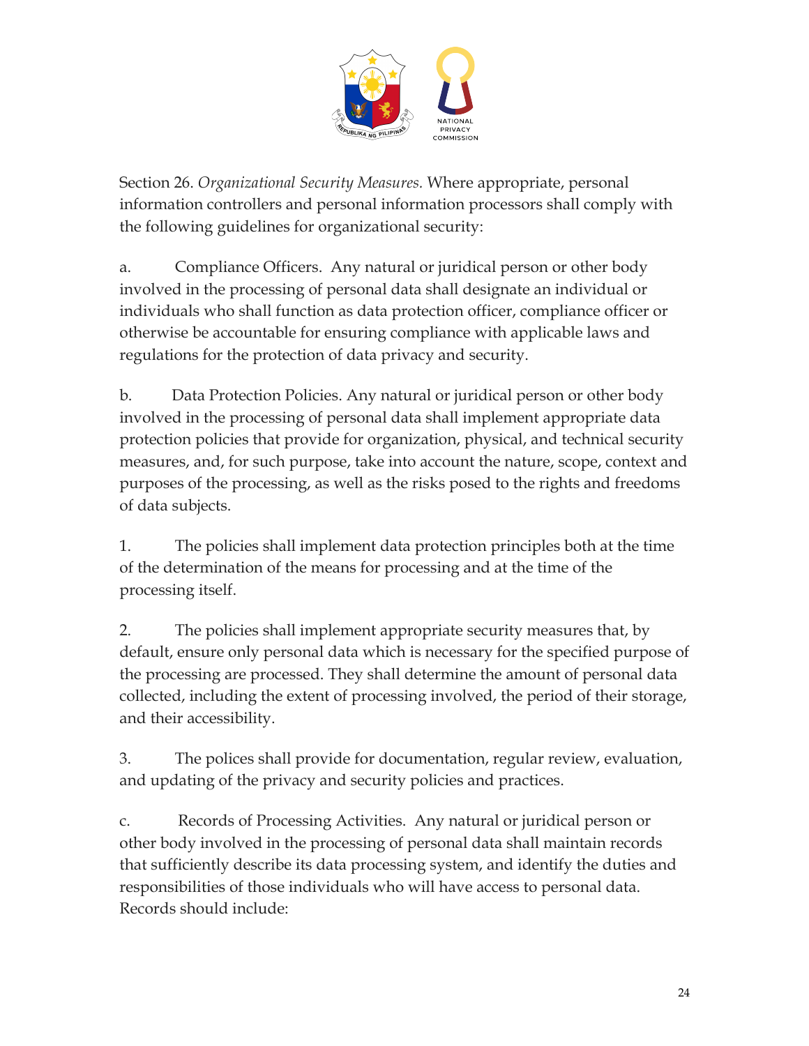Section 26. *Organizational Security Measures.* Where appropriate, personal information controllers and personal information processors shall comply with the following guidelines for organizational security:

a. Compliance Officers. Any natural or juridical person or other body involved in the processing of personal data shall designate an individual or individuals who shall function as data protection officer, compliance officer or otherwise be accountable for ensuring compliance with applicable laws and regulations for the protection of data privacy and security.

b. Data Protection Policies. Any natural or juridical person or other body involved in the processing of personal data shall implement appropriate data protection policies that provide for organization, physical, and technical security measures, and, for such purpose, take into account the nature, scope, context and purposes of the processing, as well as the risks posed to the rights and freedoms of data subjects.

1. The policies shall implement data protection principles both at the time of the determination of the means for processing and at the time of the processing itself.

2. The policies shall implement appropriate security measures that, by default, ensure only personal data which is necessary for the specified purpose of the processing are processed. They shall determine the amount of personal data collected, including the extent of processing involved, the period of their storage, and their accessibility.

3. The polices shall provide for documentation, regular review, evaluation, and updating of the privacy and security policies and practices.

c. Records of Processing Activities. Any natural or juridical person or other body involved in the processing of personal data shall maintain records that sufficiently describe its data processing system, and identify the duties and responsibilities of those individuals who will have access to personal data. Records should include: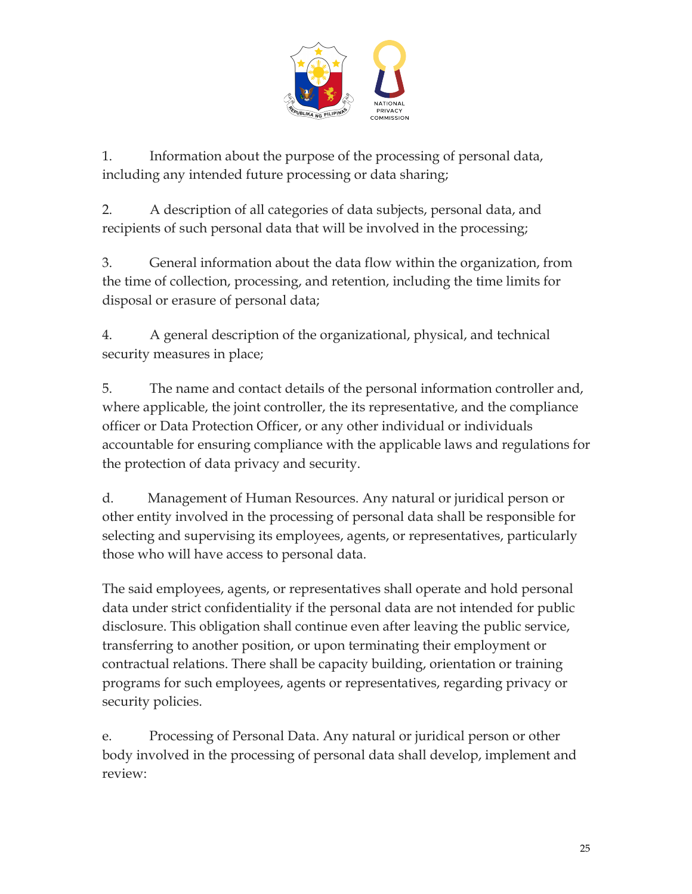1. Information about the purpose of the processing of personal data, including any intended future processing or data sharing;

2. A description of all categories of data subjects, personal data, and recipients of such personal data that will be involved in the processing;

3. General information about the data flow within the organization, from the time of collection, processing, and retention, including the time limits for disposal or erasure of personal data;

4. A general description of the organizational, physical, and technical security measures in place;

5. The name and contact details of the personal information controller and, where applicable, the joint controller, the its representative, and the compliance officer or Data Protection Officer, or any other individual or individuals accountable for ensuring compliance with the applicable laws and regulations for the protection of data privacy and security.

d. Management of Human Resources. Any natural or juridical person or other entity involved in the processing of personal data shall be responsible for selecting and supervising its employees, agents, or representatives, particularly those who will have access to personal data.

The said employees, agents, or representatives shall operate and hold personal data under strict confidentiality if the personal data are not intended for public disclosure. This obligation shall continue even after leaving the public service, transferring to another position, or upon terminating their employment or contractual relations. There shall be capacity building, orientation or training programs for such employees, agents or representatives, regarding privacy or security policies.

e. Processing of Personal Data. Any natural or juridical person or other body involved in the processing of personal data shall develop, implement and review: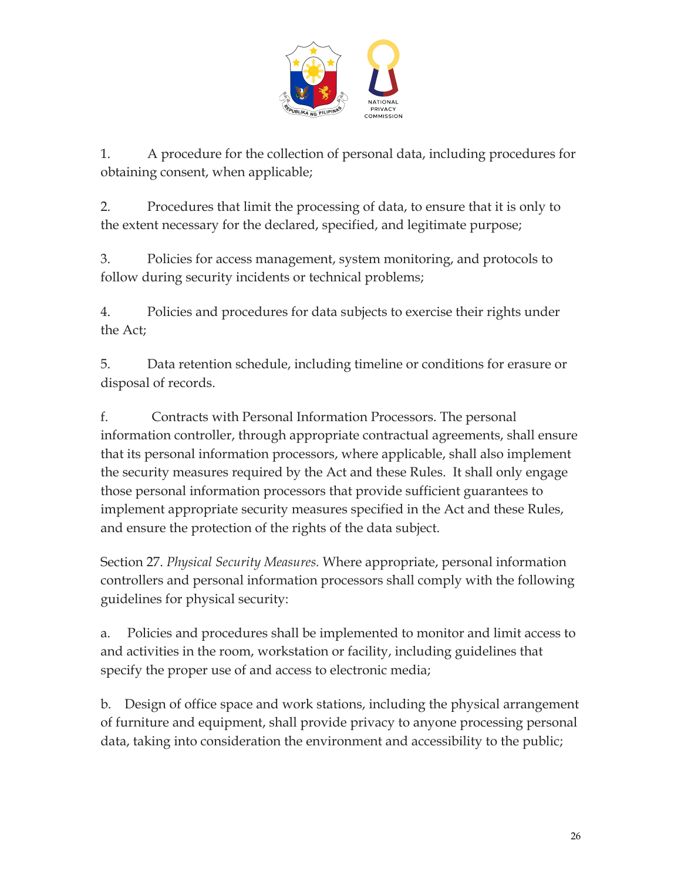1. A procedure for the collection of personal data, including procedures for obtaining consent, when applicable;

2. Procedures that limit the processing of data, to ensure that it is only to the extent necessary for the declared, specified, and legitimate purpose;

3. Policies for access management, system monitoring, and protocols to follow during security incidents or technical problems;

4. Policies and procedures for data subjects to exercise their rights under the Act;

5. Data retention schedule, including timeline or conditions for erasure or disposal of records.

f. Contracts with Personal Information Processors. The personal information controller, through appropriate contractual agreements, shall ensure that its personal information processors, where applicable, shall also implement the security measures required by the Act and these Rules. It shall only engage those personal information processors that provide sufficient guarantees to implement appropriate security measures specified in the Act and these Rules, and ensure the protection of the rights of the data subject.

Section 27. *Physical Security Measures.* Where appropriate, personal information controllers and personal information processors shall comply with the following guidelines for physical security:

a. Policies and procedures shall be implemented to monitor and limit access to and activities in the room, workstation or facility, including guidelines that specify the proper use of and access to electronic media;

b. Design of office space and work stations, including the physical arrangement of furniture and equipment, shall provide privacy to anyone processing personal data, taking into consideration the environment and accessibility to the public;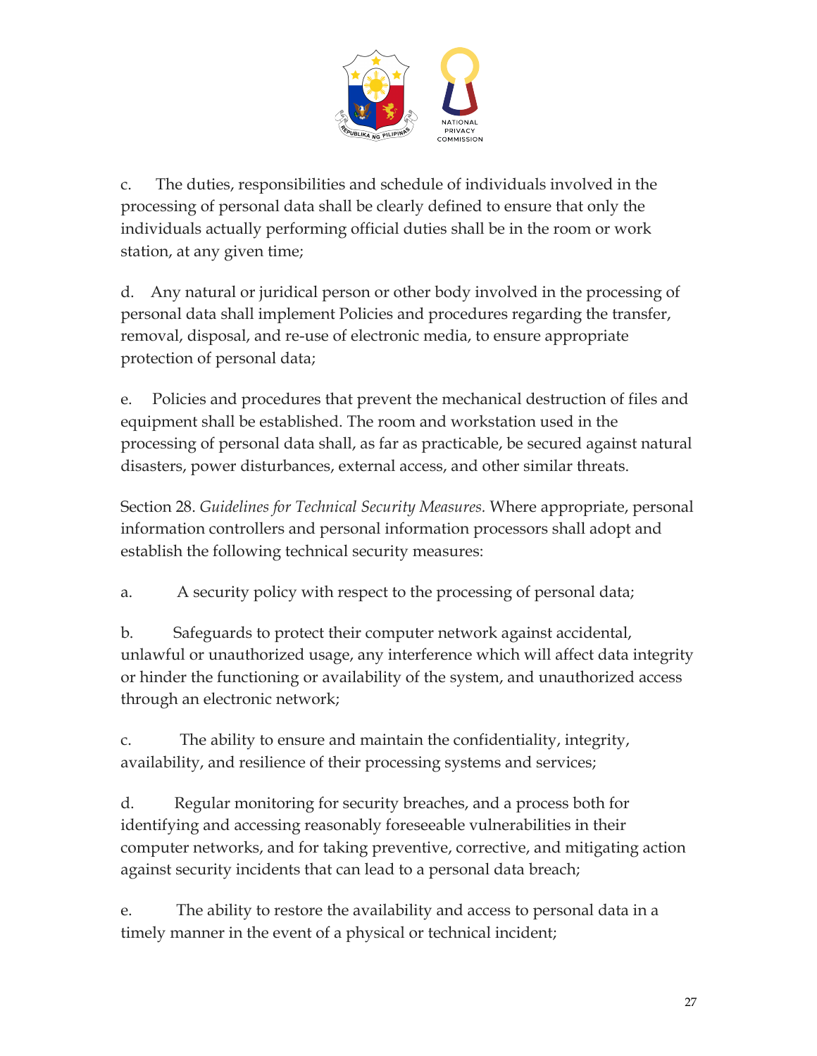c. The duties, responsibilities and schedule of individuals involved in the processing of personal data shall be clearly defined to ensure that only the individuals actually performing official duties shall be in the room or work station, at any given time;

d. Any natural or juridical person or other body involved in the processing of personal data shall implement Policies and procedures regarding the transfer, removal, disposal, and re-use of electronic media, to ensure appropriate protection of personal data;

e. Policies and procedures that prevent the mechanical destruction of files and equipment shall be established. The room and workstation used in the processing of personal data shall, as far as practicable, be secured against natural disasters, power disturbances, external access, and other similar threats.

Section 28. *Guidelines for Technical Security Measures.* Where appropriate, personal information controllers and personal information processors shall adopt and establish the following technical security measures:

a. A security policy with respect to the processing of personal data;

b. Safeguards to protect their computer network against accidental, unlawful or unauthorized usage, any interference which will affect data integrity or hinder the functioning or availability of the system, and unauthorized access through an electronic network;

c. The ability to ensure and maintain the confidentiality, integrity, availability, and resilience of their processing systems and services;

d. Regular monitoring for security breaches, and a process both for identifying and accessing reasonably foreseeable vulnerabilities in their computer networks, and for taking preventive, corrective, and mitigating action against security incidents that can lead to a personal data breach;

e. The ability to restore the availability and access to personal data in a timely manner in the event of a physical or technical incident;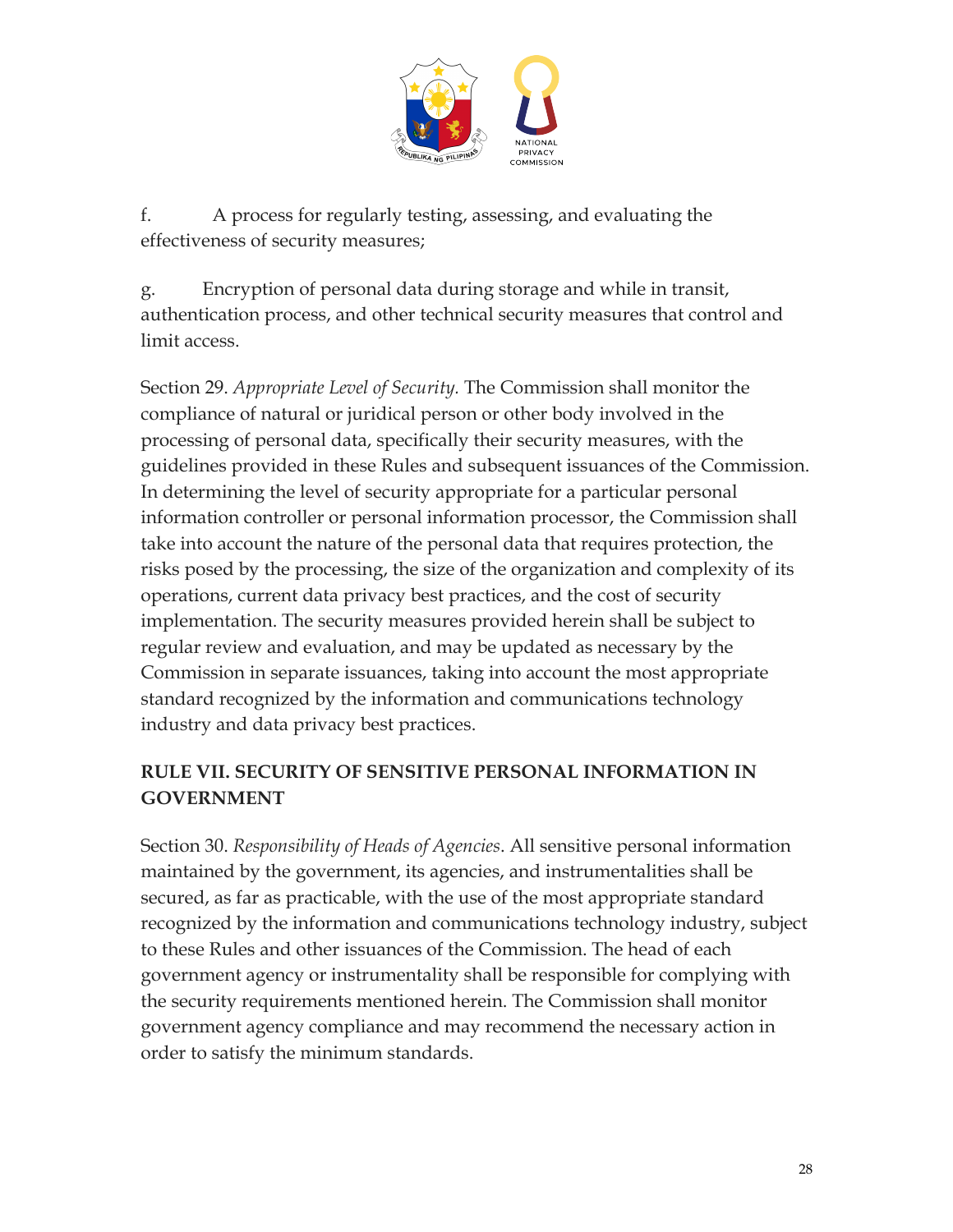f. A process for regularly testing, assessing, and evaluating the effectiveness of security measures;

g. Encryption of personal data during storage and while in transit, authentication process, and other technical security measures that control and limit access.

Section 29. *Appropriate Level of Security.* The Commission shall monitor the compliance of natural or juridical person or other body involved in the processing of personal data, specifically their security measures, with the guidelines provided in these Rules and subsequent issuances of the Commission. In determining the level of security appropriate for a particular personal information controller or personal information processor, the Commission shall take into account the nature of the personal data that requires protection, the risks posed by the processing, the size of the organization and complexity of its operations, current data privacy best practices, and the cost of security implementation. The security measures provided herein shall be subject to regular review and evaluation, and may be updated as necessary by the Commission in separate issuances, taking into account the most appropriate standard recognized by the information and communications technology industry and data privacy best practices.

## RULE VII. SECURITY OF SENSITIVE PERSONAL INFORMATION IN GOVERNMENT

Section 30. *Responsibility of Heads of Agencies*. All sensitive personal information maintained by the government, its agencies, and instrumentalities shall be secured, as far as practicable, with the use of the most appropriate standard recognized by the information and communications technology industry, subject to these Rules and other issuances of the Commission. The head of each government agency or instrumentality shall be responsible for complying with the security requirements mentioned herein. The Commission shall monitor government agency compliance and may recommend the necessary action in order to satisfy the minimum standards.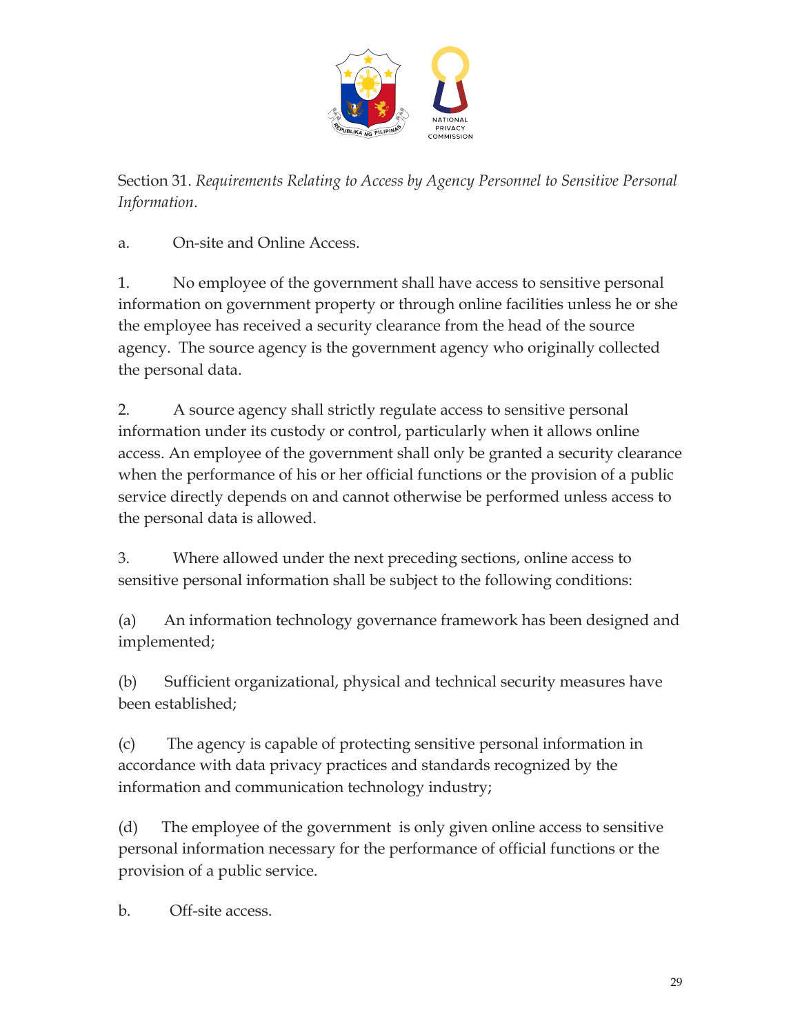Section 31. *Requirements Relating to Access by Agency Personnel to Sensitive Personal Information*.

a. On-site and Online Access.

1. No employee of the government shall have access to sensitive personal information on government property or through online facilities unless he or she the employee has received a security clearance from the head of the source agency. The source agency is the government agency who originally collected the personal data.

2. A source agency shall strictly regulate access to sensitive personal information under its custody or control, particularly when it allows online access. An employee of the government shall only be granted a security clearance when the performance of his or her official functions or the provision of a public service directly depends on and cannot otherwise be performed unless access to the personal data is allowed.

3. Where allowed under the next preceding sections, online access to sensitive personal information shall be subject to the following conditions:

(a) An information technology governance framework has been designed and implemented;

(b) Sufficient organizational, physical and technical security measures have been established;

(c) The agency is capable of protecting sensitive personal information in accordance with data privacy practices and standards recognized by the information and communication technology industry;

(d) The employee of the government is only given online access to sensitive personal information necessary for the performance of official functions or the provision of a public service.

b. Off-site access.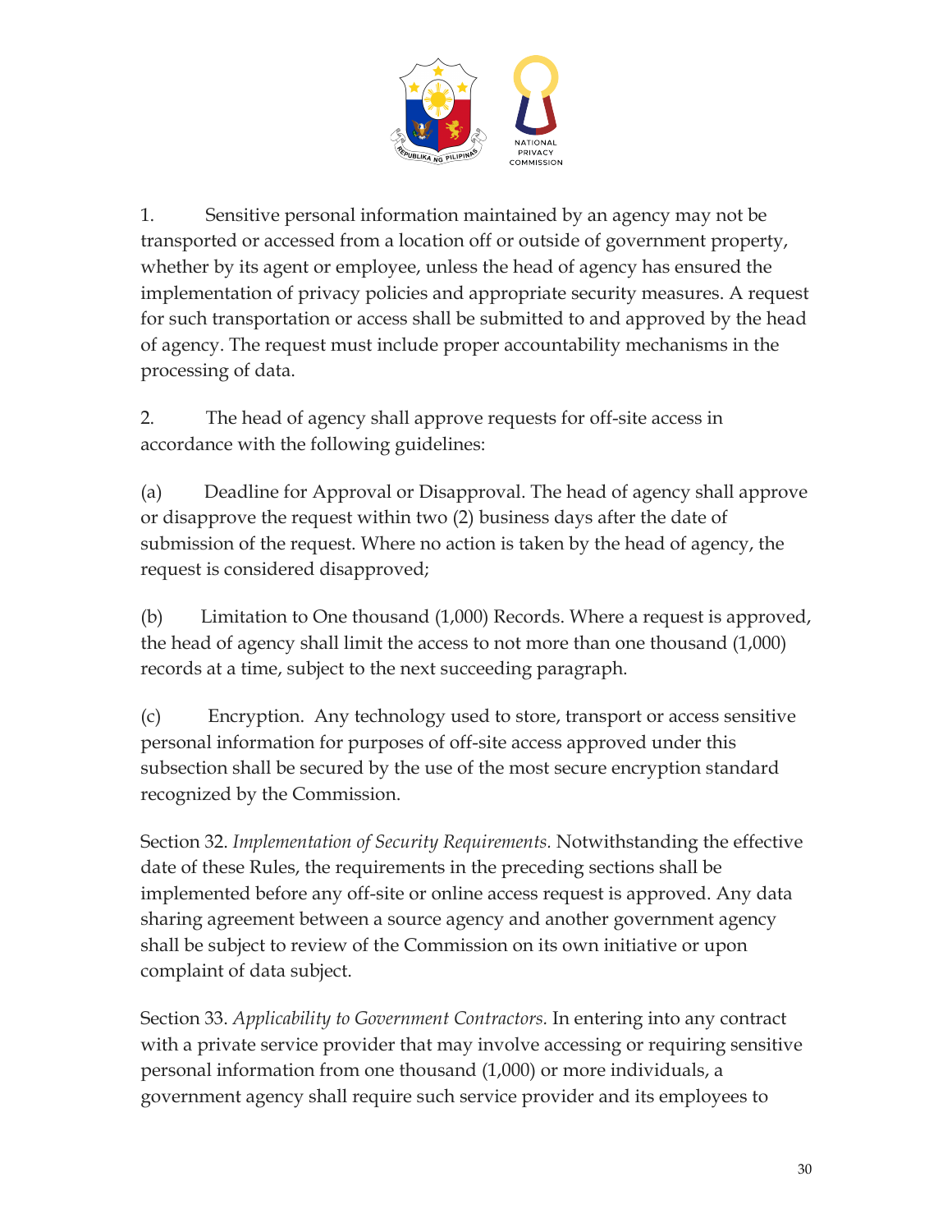1. Sensitive personal information maintained by an agency may not be transported or accessed from a location off or outside of government property, whether by its agent or employee, unless the head of agency has ensured the implementation of privacy policies and appropriate security measures. A request for such transportation or access shall be submitted to and approved by the head of agency. The request must include proper accountability mechanisms in the processing of data.

2. The head of agency shall approve requests for off-site access in accordance with the following guidelines:

(a) Deadline for Approval or Disapproval. The head of agency shall approve or disapprove the request within two (2) business days after the date of submission of the request. Where no action is taken by the head of agency, the request is considered disapproved;

(b) Limitation to One thousand (1,000) Records. Where a request is approved, the head of agency shall limit the access to not more than one thousand (1,000) records at a time, subject to the next succeeding paragraph.

(c) Encryption. Any technology used to store, transport or access sensitive personal information for purposes of off-site access approved under this subsection shall be secured by the use of the most secure encryption standard recognized by the Commission.

Section 32. *Implementation of Security Requirements.* Notwithstanding the effective date of these Rules, the requirements in the preceding sections shall be implemented before any off-site or online access request is approved. Any data sharing agreement between a source agency and another government agency shall be subject to review of the Commission on its own initiative or upon complaint of data subject.

Section 33. *Applicability to Government Contractors.* In entering into any contract with a private service provider that may involve accessing or requiring sensitive personal information from one thousand (1,000) or more individuals, a government agency shall require such service provider and its employees to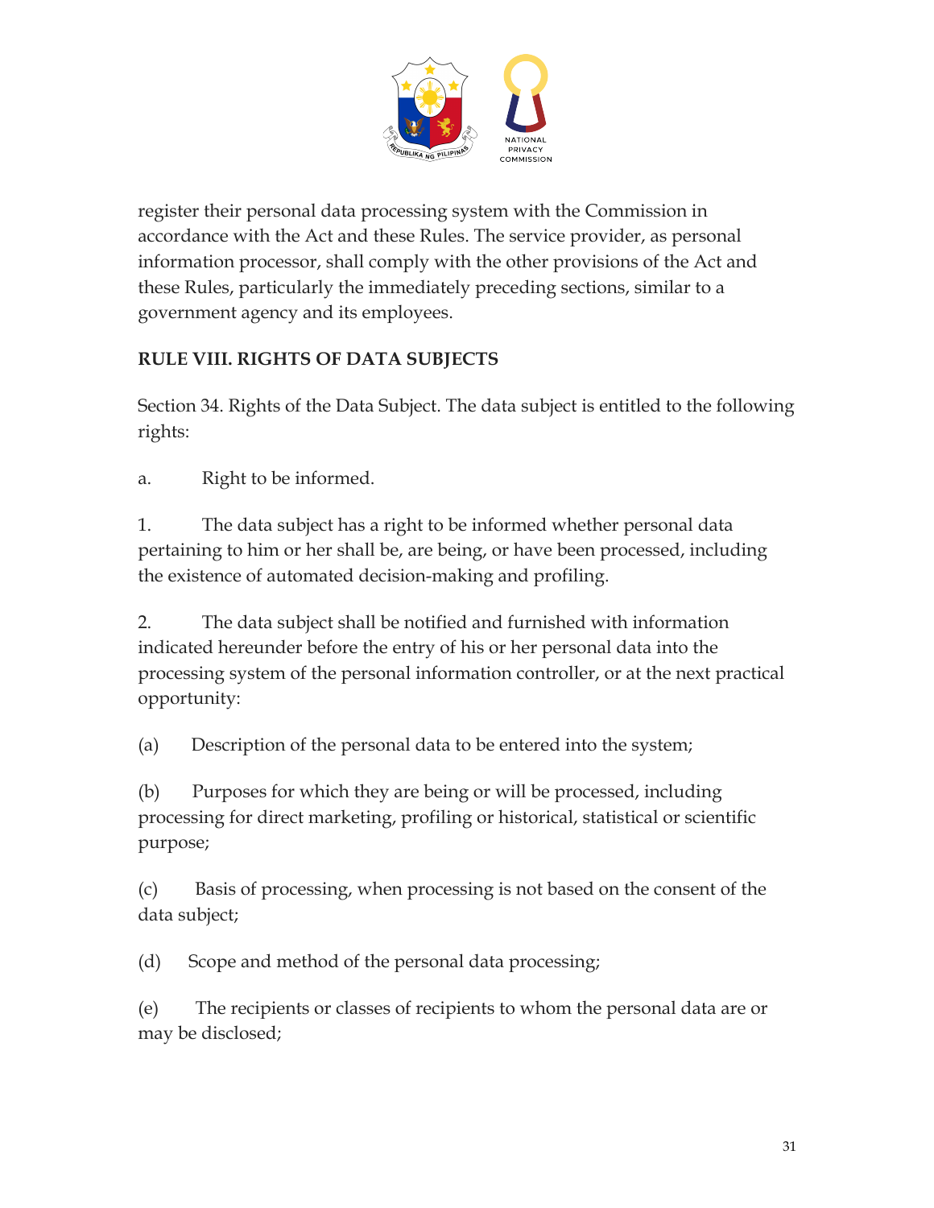register their personal data processing system with the Commission in accordance with the Act and these Rules. The service provider, as personal information processor, shall comply with the other provisions of the Act and these Rules, particularly the immediately preceding sections, similar to a government agency and its employees.

**RULE VIII. RIGHTS OF DATA SUBJECTS**

Section 34. Rights of the Data Subject. The data subject is entitled to the following rights:

a. Right to be informed.

1. The data subject has a right to be informed whether personal data pertaining to him or her shall be, are being, or have been processed, including the existence of automated decision-making and profiling.

2. The data subject shall be notified and furnished with information indicated hereunder before the entry of his or her personal data into the processing system of the personal information controller, or at the next practical opportunity:

(a) Description of the personal data to be entered into the system;

(b) Purposes for which they are being or will be processed, including processing for direct marketing, profiling or historical, statistical or scientific purpose;

(c) Basis of processing, when processing is not based on the consent of the data subject;

(d) Scope and method of the personal data processing;

(e) The recipients or classes of recipients to whom the personal data are or may be disclosed;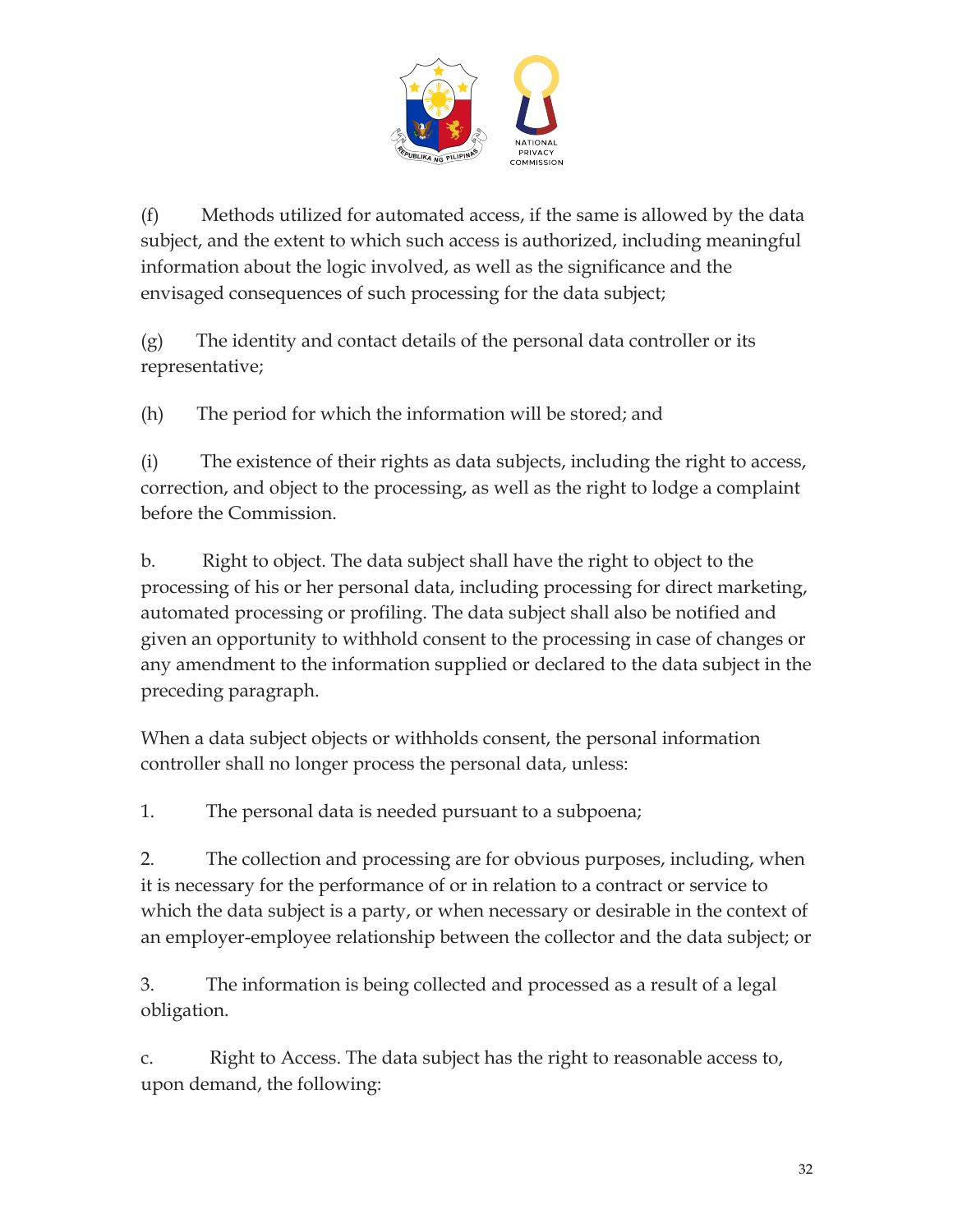(f) Methods utilized for automated access, if the same is allowed by the data subject, and the extent to which such access is authorized, including meaningful information about the logic involved, as well as the significance and the envisaged consequences of such processing for the data subject;

(g) The identity and contact details of the personal data controller or its representative;

(h) The period for which the information will be stored; and

(i) The existence of their rights as data subjects, including the right to access, correction, and object to the processing, as well as the right to lodge a complaint before the Commission.

b. Right to object. The data subject shall have the right to object to the processing of his or her personal data, including processing for direct marketing, automated processing or profiling. The data subject shall also be notified and given an opportunity to withhold consent to the processing in case of changes or any amendment to the information supplied or declared to the data subject in the preceding paragraph.

When a data subject objects or withholds consent, the personal information controller shall no longer process the personal data, unless:

1. The personal data is needed pursuant to a subpoena;

2. The collection and processing are for obvious purposes, including, when it is necessary for the performance of or in relation to a contract or service to which the data subject is a party, or when necessary or desirable in the context of an employer-employee relationship between the collector and the data subject; or

3. The information is being collected and processed as a result of a legal obligation.

c. Right to Access. The data subject has the right to reasonable access to, upon demand, the following: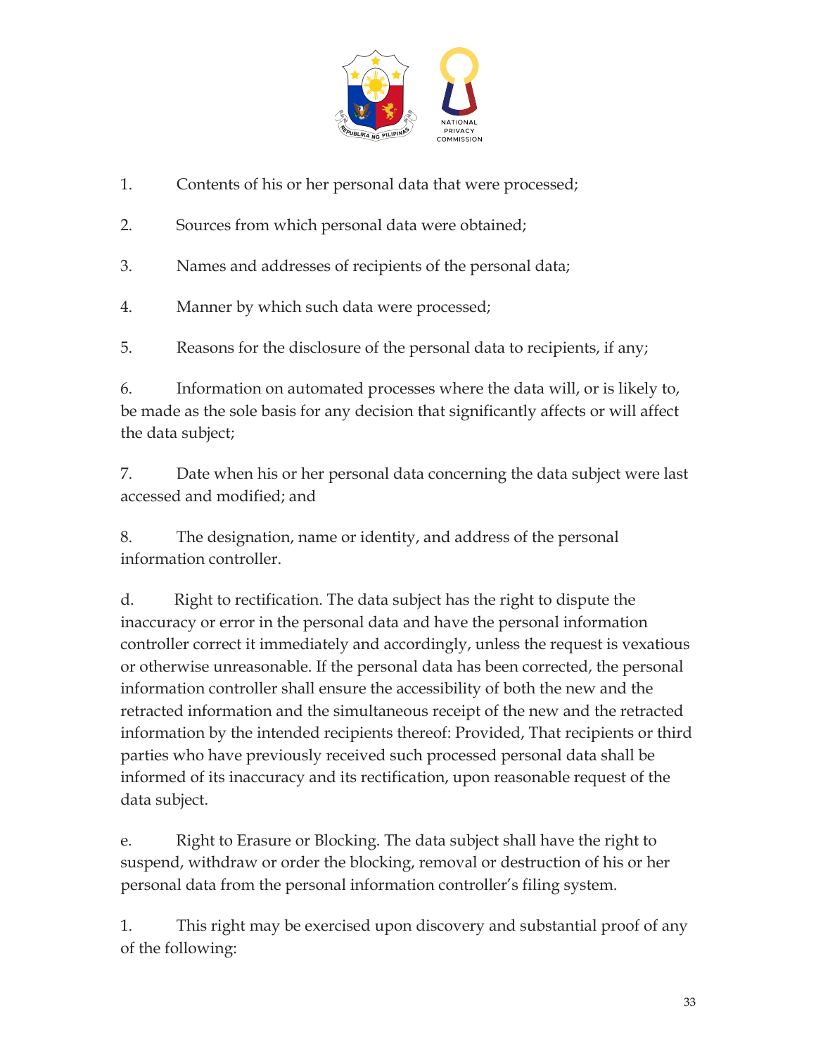1. Contents of his or her personal data that were processed;

2. Sources from which personal data were obtained;

3. Names and addresses of recipients of the personal data;

4. Manner by which such data were processed;

5. Reasons for the disclosure of the personal data to recipients, if any;

6. Information on automated processes where the data will, or is likely to, be made as the sole basis for any decision that significantly affects or will affect the data subject;

7. Date when his or her personal data concerning the data subject were last accessed and modified; and

8. The designation, name or identity, and address of the personal information controller.

d. Right to rectification. The data subject has the right to dispute the inaccuracy or error in the personal data and have the personal information controller correct it immediately and accordingly, unless the request is vexatious or otherwise unreasonable. If the personal data has been corrected, the personal information controller shall ensure the accessibility of both the new and the retracted information and the simultaneous receipt of the new and the retracted information by the intended recipients thereof: Provided, That recipients or third parties who have previously received such processed personal data shall be informed of its inaccuracy and its rectification, upon reasonable request of the data subject.

e. Right to Erasure or Blocking. The data subject shall have the right to suspend, withdraw or order the blocking, removal or destruction of his or her personal data from the personal information controller's filing system.

1. This right may be exercised upon discovery and substantial proof of any of the following: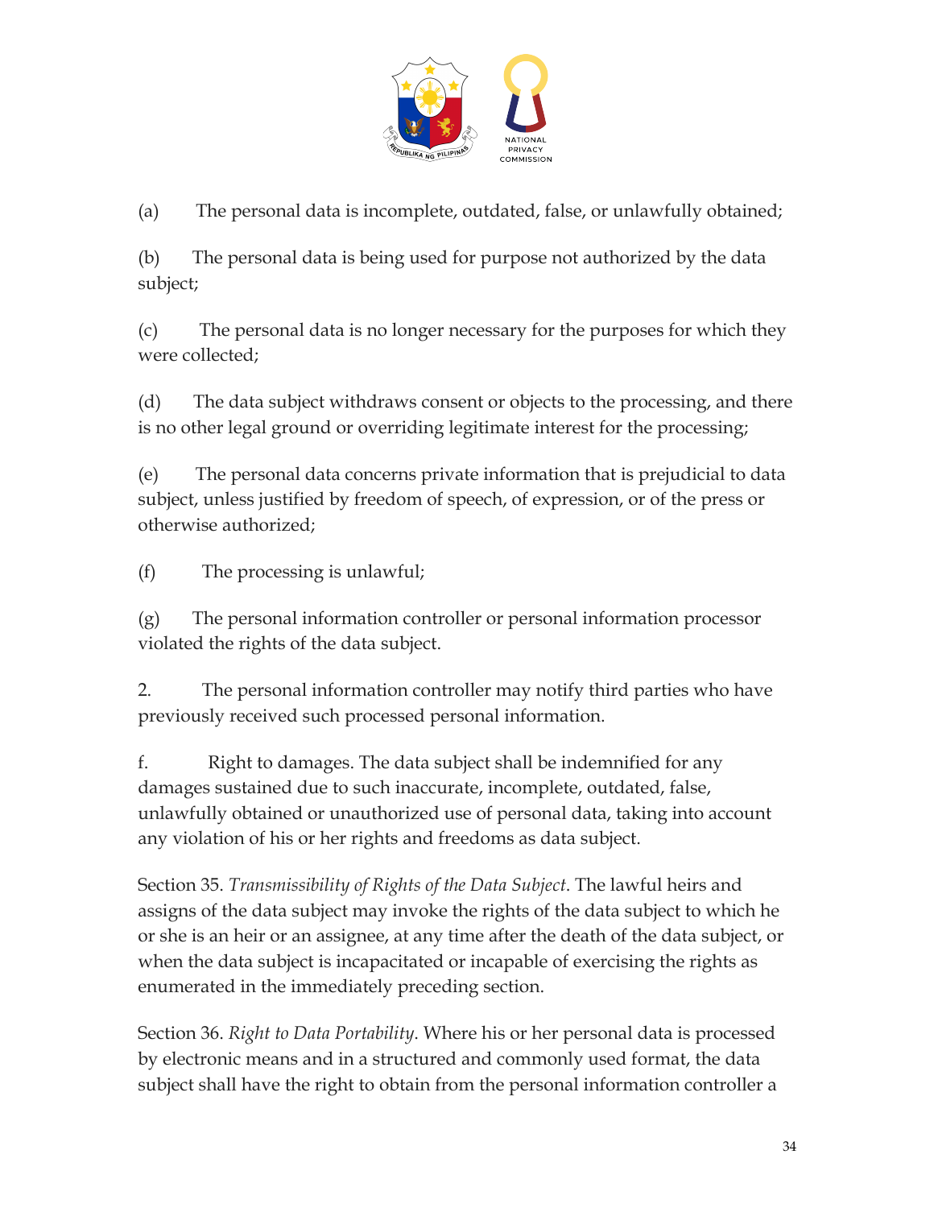(a) The personal data is incomplete, outdated, false, or unlawfully obtained;

(b) The personal data is being used for purpose not authorized by the data subject;

(c) The personal data is no longer necessary for the purposes for which they were collected;

(d) The data subject withdraws consent or objects to the processing, and there is no other legal ground or overriding legitimate interest for the processing;

(e) The personal data concerns private information that is prejudicial to data subject, unless justified by freedom of speech, of expression, or of the press or otherwise authorized;

(f) The processing is unlawful;

(g) The personal information controller or personal information processor violated the rights of the data subject.

2. The personal information controller may notify third parties who have previously received such processed personal information.

f. Right to damages. The data subject shall be indemnified for any damages sustained due to such inaccurate, incomplete, outdated, false, unlawfully obtained or unauthorized use of personal data, taking into account any violation of his or her rights and freedoms as data subject.

Section 35. *Transmissibility of Rights of the Data Subject*. The lawful heirs and assigns of the data subject may invoke the rights of the data subject to which he or she is an heir or an assignee, at any time after the death of the data subject, or when the data subject is incapacitated or incapable of exercising the rights as enumerated in the immediately preceding section.

Section 36. *Right to Data Portability*. Where his or her personal data is processed by electronic means and in a structured and commonly used format, the data subject shall have the right to obtain from the personal information controller a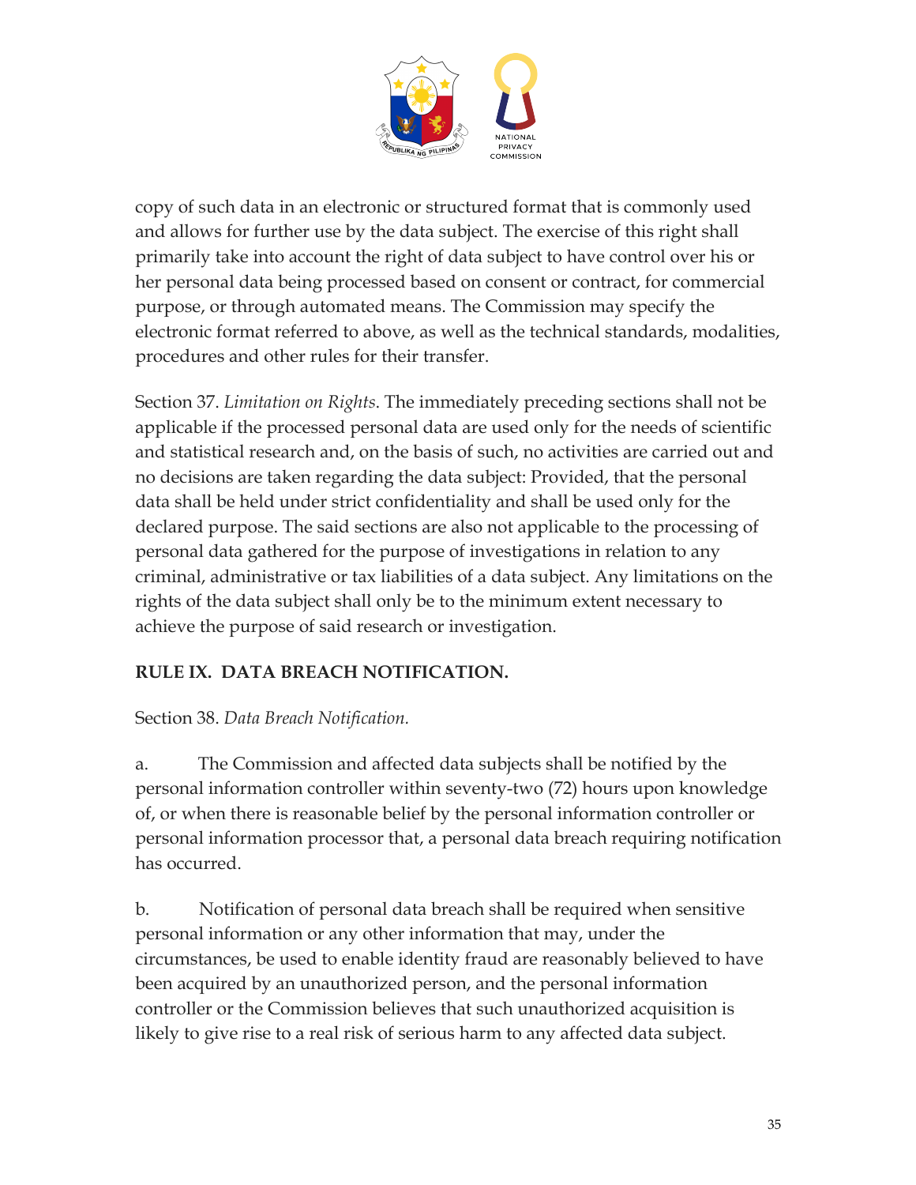copy of such data in an electronic or structured format that is commonly used and allows for further use by the data subject. The exercise of this right shall primarily take into account the right of data subject to have control over his or her personal data being processed based on consent or contract, for commercial purpose, or through automated means. The Commission may specify the electronic format referred to above, as well as the technical standards, modalities, procedures and other rules for their transfer.

Section 37. *Limitation on Rights*. The immediately preceding sections shall not be applicable if the processed personal data are used only for the needs of scientific and statistical research and, on the basis of such, no activities are carried out and no decisions are taken regarding the data subject: Provided, that the personal data shall be held under strict confidentiality and shall be used only for the declared purpose. The said sections are also not applicable to the processing of personal data gathered for the purpose of investigations in relation to any criminal, administrative or tax liabilities of a data subject. Any limitations on the rights of the data subject shall only be to the minimum extent necessary to achieve the purpose of said research or investigation.

**RULE IX. DATA BREACH NOTIFICATION.**

Section 38. *Data Breach Notification.*

a. The Commission and affected data subjects shall be notified by the personal information controller within seventy-two (72) hours upon knowledge of, or when there is reasonable belief by the personal information controller or personal information processor that, a personal data breach requiring notification has occurred.

b. Notification of personal data breach shall be required when sensitive personal information or any other information that may, under the circumstances, be used to enable identity fraud are reasonably believed to have been acquired by an unauthorized person, and the personal information controller or the Commission believes that such unauthorized acquisition is likely to give rise to a real risk of serious harm to any affected data subject.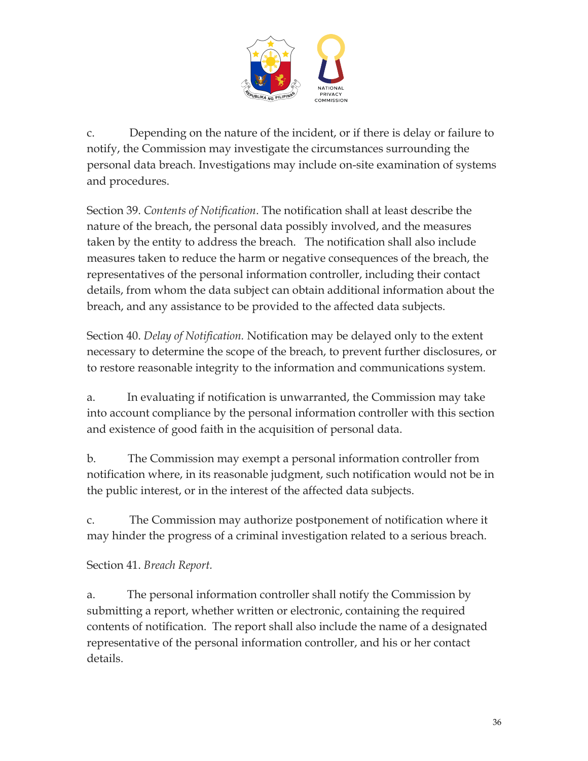c. Depending on the nature of the incident, or if there is delay or failure to notify, the Commission may investigate the circumstances surrounding the personal data breach. Investigations may include on-site examination of systems and procedures.

Section 39. *Contents of Notification*. The notification shall at least describe the nature of the breach, the personal data possibly involved, and the measures taken by the entity to address the breach. The notification shall also include measures taken to reduce the harm or negative consequences of the breach, the representatives of the personal information controller, including their contact details, from whom the data subject can obtain additional information about the breach, and any assistance to be provided to the affected data subjects.

Section 40. *Delay of Notification.* Notification may be delayed only to the extent necessary to determine the scope of the breach, to prevent further disclosures, or to restore reasonable integrity to the information and communications system.

a. In evaluating if notification is unwarranted, the Commission may take into account compliance by the personal information controller with this section and existence of good faith in the acquisition of personal data.

b. The Commission may exempt a personal information controller from notification where, in its reasonable judgment, such notification would not be in the public interest, or in the interest of the affected data subjects.

c. The Commission may authorize postponement of notification where it may hinder the progress of a criminal investigation related to a serious breach.

Section 41. *Breach Report.*

a. The personal information controller shall notify the Commission by submitting a report, whether written or electronic, containing the required contents of notification. The report shall also include the name of a designated representative of the personal information controller, and his or her contact details.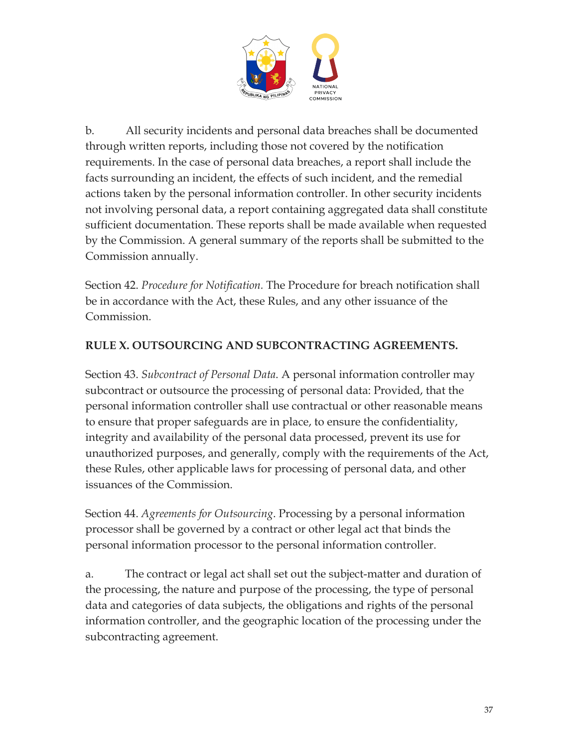b. All security incidents and personal data breaches shall be documented through written reports, including those not covered by the notification requirements. In the case of personal data breaches, a report shall include the facts surrounding an incident, the effects of such incident, and the remedial actions taken by the personal information controller. In other security incidents not involving personal data, a report containing aggregated data shall constitute sufficient documentation. These reports shall be made available when requested by the Commission. A general summary of the reports shall be submitted to the Commission annually.

Section 42. *Procedure for Notification.* The Procedure for breach notification shall be in accordance with the Act, these Rules, and any other issuance of the Commission.

## RULE X. OUTSOURCING AND SUBCONTRACTING AGREEMENTS.

Section 43. *Subcontract of Personal Data.* A personal information controller may subcontract or outsource the processing of personal data: Provided, that the personal information controller shall use contractual or other reasonable means to ensure that proper safeguards are in place, to ensure the confidentiality, integrity and availability of the personal data processed, prevent its use for unauthorized purposes, and generally, comply with the requirements of the Act, these Rules, other applicable laws for processing of personal data, and other issuances of the Commission.

Section 44. *Agreements for Outsourcing*. Processing by a personal information processor shall be governed by a contract or other legal act that binds the personal information processor to the personal information controller.

a. The contract or legal act shall set out the subject-matter and duration of the processing, the nature and purpose of the processing, the type of personal data and categories of data subjects, the obligations and rights of the personal information controller, and the geographic location of the processing under the subcontracting agreement.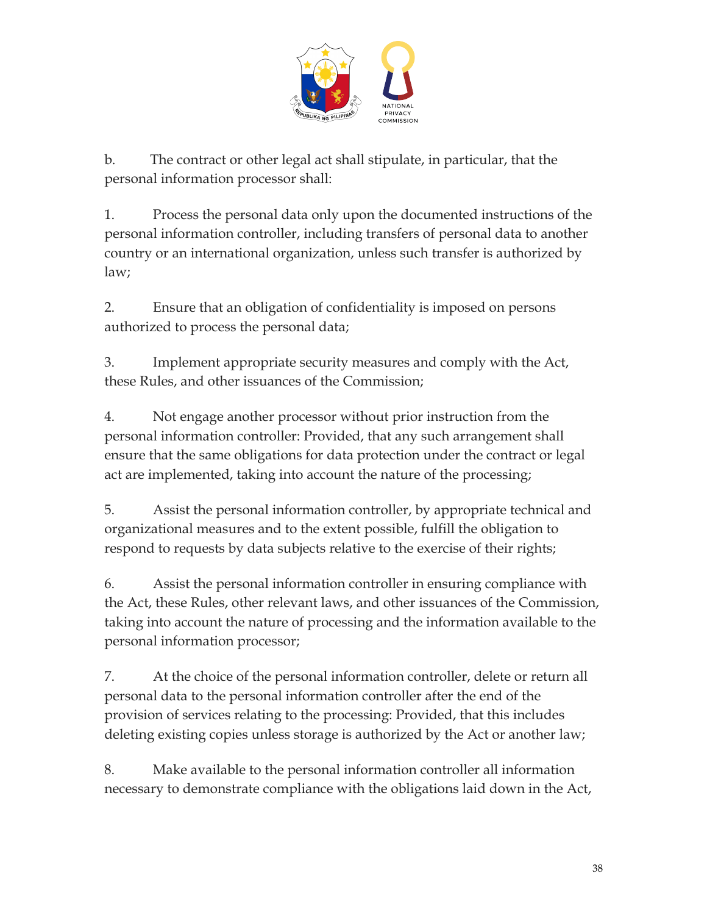b. The contract or other legal act shall stipulate, in particular, that the personal information processor shall:

1. Process the personal data only upon the documented instructions of the personal information controller, including transfers of personal data to another country or an international organization, unless such transfer is authorized by law;

2. Ensure that an obligation of confidentiality is imposed on persons authorized to process the personal data;

3. Implement appropriate security measures and comply with the Act, these Rules, and other issuances of the Commission;

4. Not engage another processor without prior instruction from the personal information controller: Provided, that any such arrangement shall ensure that the same obligations for data protection under the contract or legal act are implemented, taking into account the nature of the processing;

5. Assist the personal information controller, by appropriate technical and organizational measures and to the extent possible, fulfill the obligation to respond to requests by data subjects relative to the exercise of their rights;

6. Assist the personal information controller in ensuring compliance with the Act, these Rules, other relevant laws, and other issuances of the Commission, taking into account the nature of processing and the information available to the personal information processor;

7. At the choice of the personal information controller, delete or return all personal data to the personal information controller after the end of the provision of services relating to the processing: Provided, that this includes deleting existing copies unless storage is authorized by the Act or another law;

8. Make available to the personal information controller all information necessary to demonstrate compliance with the obligations laid down in the Act,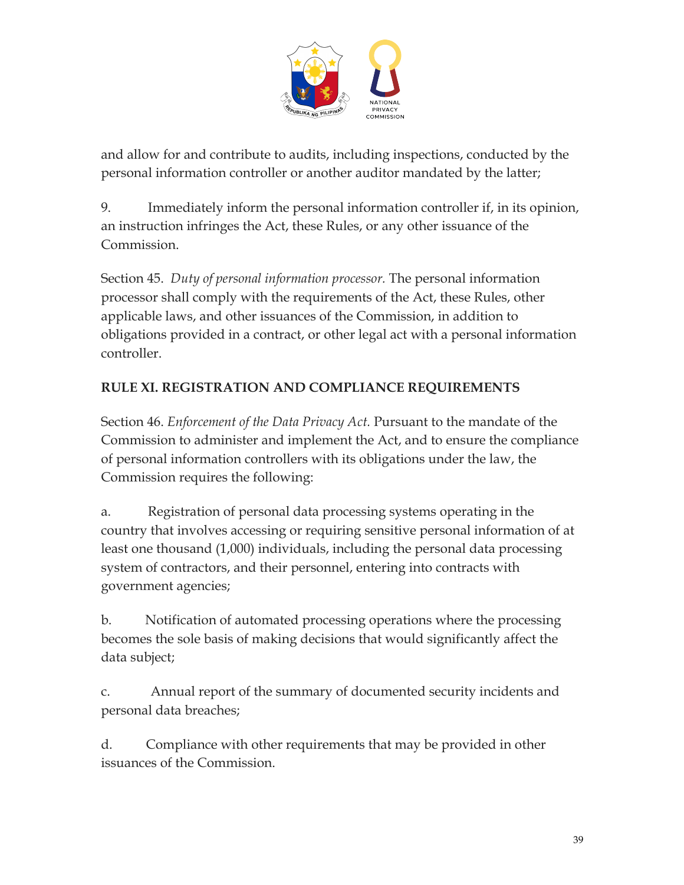and allow for and contribute to audits, including inspections, conducted by the personal information controller or another auditor mandated by the latter;

9. Immediately inform the personal information controller if, in its opinion, an instruction infringes the Act, these Rules, or any other issuance of the Commission.

Section 45. *Duty of personal information processor.* The personal information processor shall comply with the requirements of the Act, these Rules, other applicable laws, and other issuances of the Commission, in addition to obligations provided in a contract, or other legal act with a personal information controller.

## RULE XI. REGISTRATION AND COMPLIANCE REQUIREMENTS

Section 46. *Enforcement of the Data Privacy Act.* Pursuant to the mandate of the Commission to administer and implement the Act, and to ensure the compliance of personal information controllers with its obligations under the law, the Commission requires the following:

a. Registration of personal data processing systems operating in the country that involves accessing or requiring sensitive personal information of at least one thousand (1,000) individuals, including the personal data processing system of contractors, and their personnel, entering into contracts with government agencies;

b. Notification of automated processing operations where the processing becomes the sole basis of making decisions that would significantly affect the data subject;

c. Annual report of the summary of documented security incidents and personal data breaches;

d. Compliance with other requirements that may be provided in other issuances of the Commission.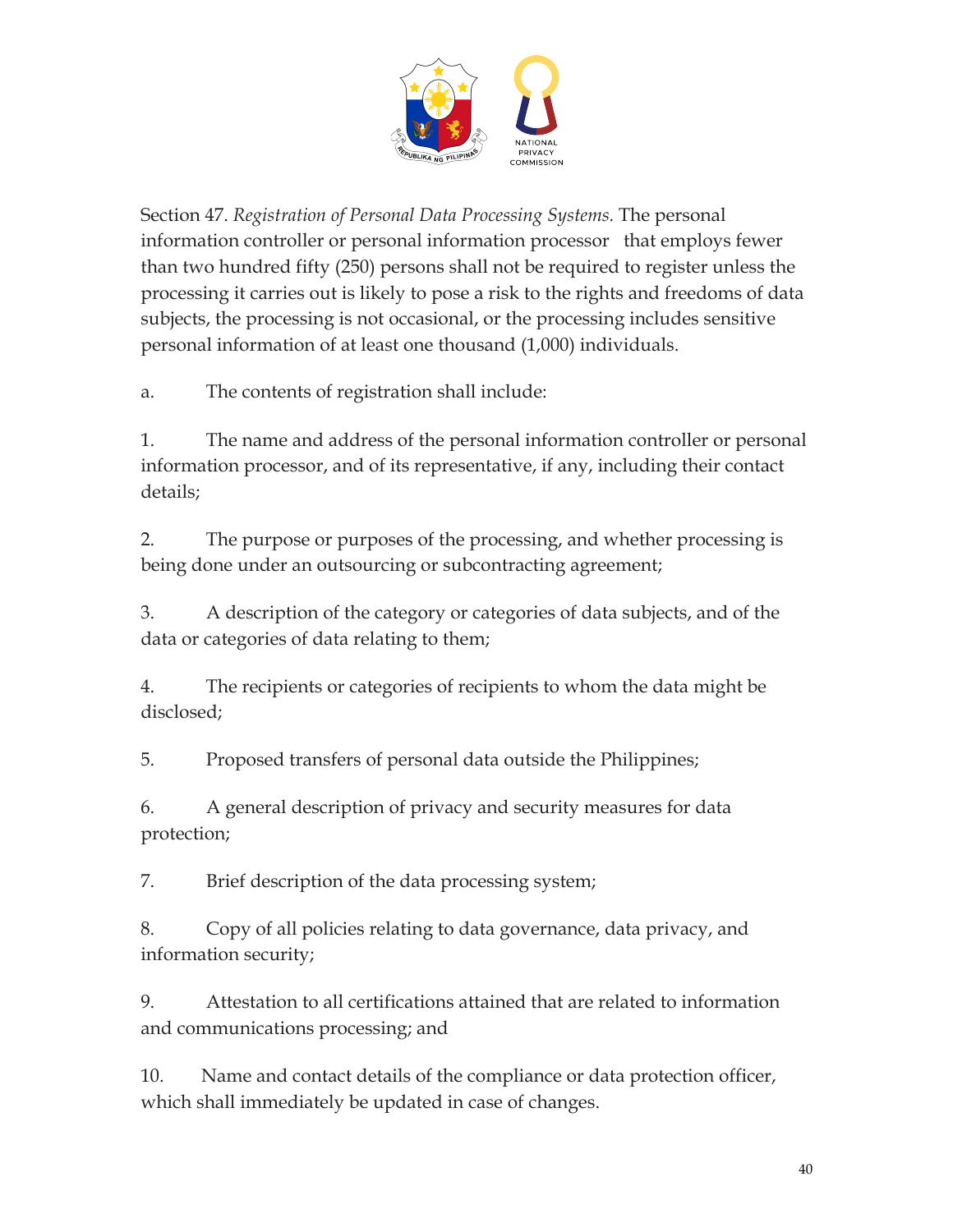Section 47. *Registration of Personal Data Processing Systems.* The personal information controller or personal information processor that employs fewer than two hundred fifty (250) persons shall not be required to register unless the processing it carries out is likely to pose a risk to the rights and freedoms of data subjects, the processing is not occasional, or the processing includes sensitive personal information of at least one thousand (1,000) individuals.

a. The contents of registration shall include:

1. The name and address of the personal information controller or personal information processor, and of its representative, if any, including their contact details;

2. The purpose or purposes of the processing, and whether processing is being done under an outsourcing or subcontracting agreement;

3. A description of the category or categories of data subjects, and of the data or categories of data relating to them;

4. The recipients or categories of recipients to whom the data might be disclosed;

5. Proposed transfers of personal data outside the Philippines;

6. A general description of privacy and security measures for data protection;

7. Brief description of the data processing system;

8. Copy of all policies relating to data governance, data privacy, and information security;

9. Attestation to all certifications attained that are related to information and communications processing; and

10. Name and contact details of the compliance or data protection officer, which shall immediately be updated in case of changes.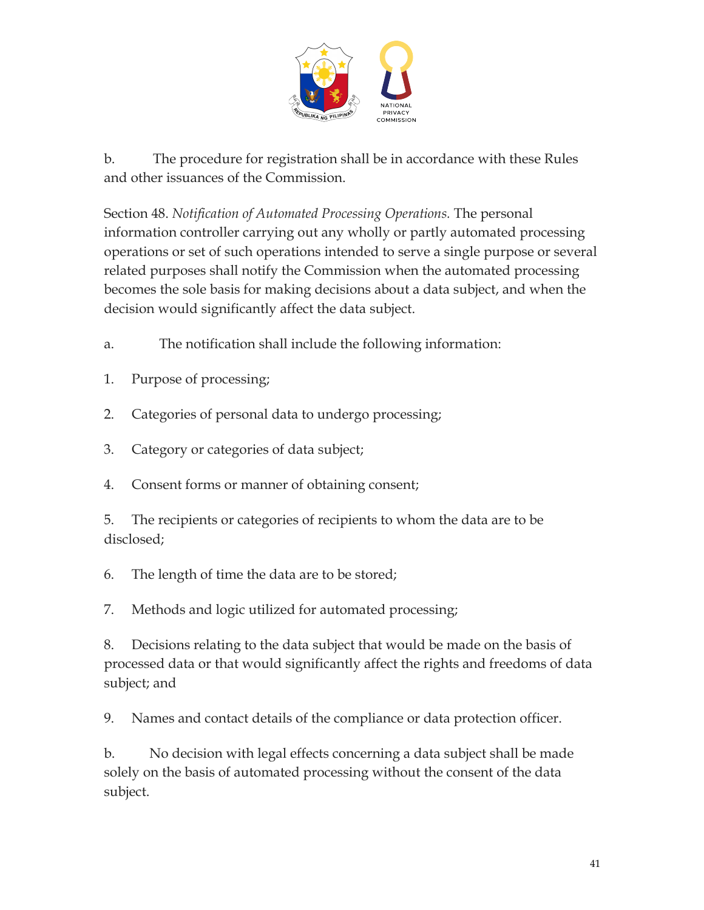b. The procedure for registration shall be in accordance with these Rules and other issuances of the Commission.

Section 48. *Notification of Automated Processing Operations.* The personal information controller carrying out any wholly or partly automated processing operations or set of such operations intended to serve a single purpose or several related purposes shall notify the Commission when the automated processing becomes the sole basis for making decisions about a data subject, and when the decision would significantly affect the data subject.

a. The notification shall include the following information:

1. Purpose of processing;

2. Categories of personal data to undergo processing;

3. Category or categories of data subject;

4. Consent forms or manner of obtaining consent;

5. The recipients or categories of recipients to whom the data are to be disclosed;

6. The length of time the data are to be stored;

7. Methods and logic utilized for automated processing;

8. Decisions relating to the data subject that would be made on the basis of processed data or that would significantly affect the rights and freedoms of data subject; and

9. Names and contact details of the compliance or data protection officer.

b. No decision with legal effects concerning a data subject shall be made solely on the basis of automated processing without the consent of the data subject.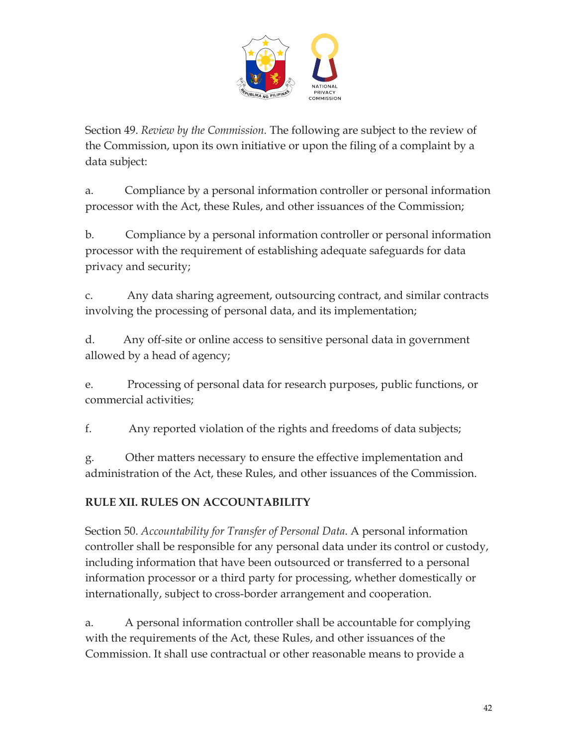Section 49. *Review by the Commission.* The following are subject to the review of the Commission, upon its own initiative or upon the filing of a complaint by a data subject:

a. Compliance by a personal information controller or personal information processor with the Act, these Rules, and other issuances of the Commission;

b. Compliance by a personal information controller or personal information processor with the requirement of establishing adequate safeguards for data privacy and security;

c. Any data sharing agreement, outsourcing contract, and similar contracts involving the processing of personal data, and its implementation;

d. Any off-site or online access to sensitive personal data in government allowed by a head of agency;

e. Processing of personal data for research purposes, public functions, or commercial activities;

f. Any reported violation of the rights and freedoms of data subjects;

g. Other matters necessary to ensure the effective implementation and administration of the Act, these Rules, and other issuances of the Commission.

## RULE XII. RULES ON ACCOUNTABILITY

Section 50. *Accountability for Transfer of Personal Data.* A personal information controller shall be responsible for any personal data under its control or custody, including information that have been outsourced or transferred to a personal information processor or a third party for processing, whether domestically or internationally, subject to cross-border arrangement and cooperation.

a. A personal information controller shall be accountable for complying with the requirements of the Act, these Rules, and other issuances of the Commission. It shall use contractual or other reasonable means to provide a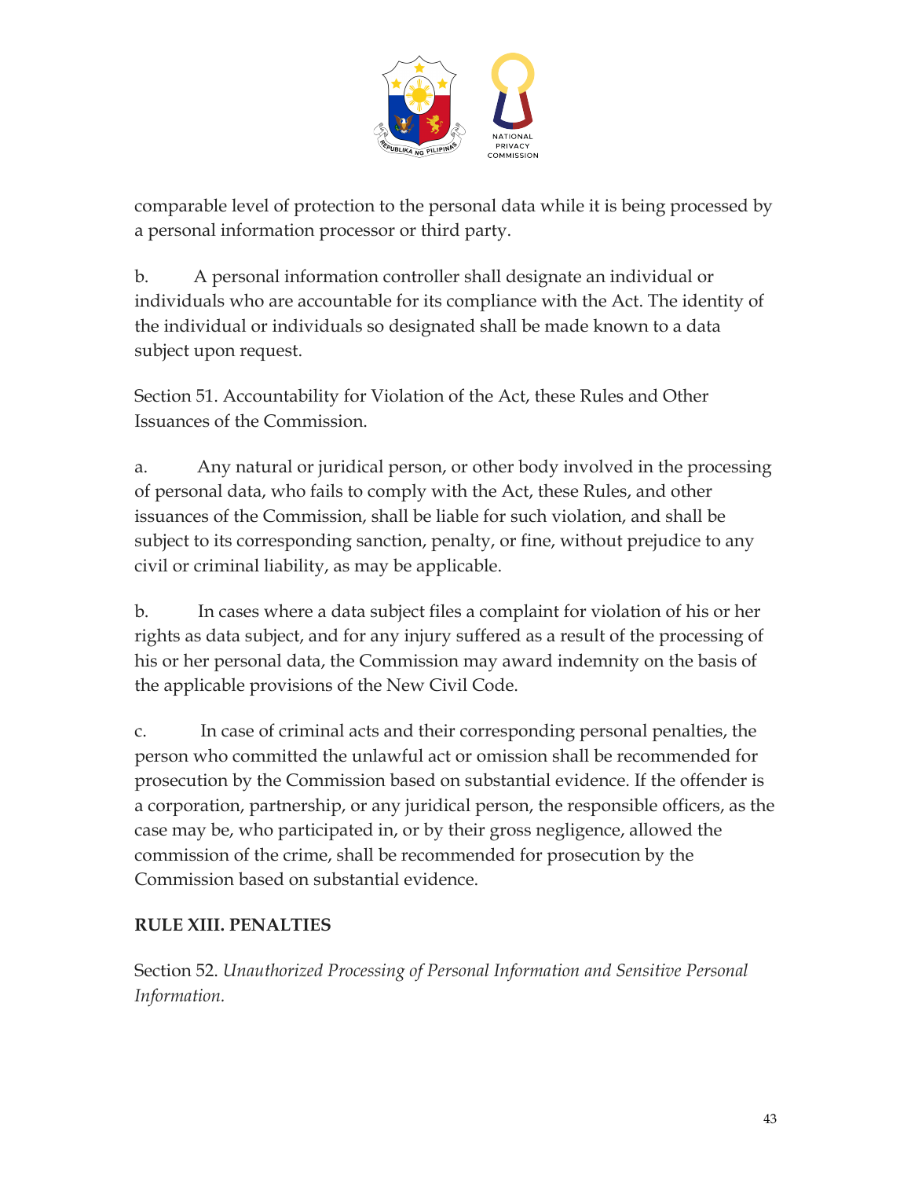comparable level of protection to the personal data while it is being processed by a personal information processor or third party.

b. A personal information controller shall designate an individual or individuals who are accountable for its compliance with the Act. The identity of the individual or individuals so designated shall be made known to a data subject upon request.

Section 51. Accountability for Violation of the Act, these Rules and Other Issuances of the Commission.

a. Any natural or juridical person, or other body involved in the processing of personal data, who fails to comply with the Act, these Rules, and other issuances of the Commission, shall be liable for such violation, and shall be subject to its corresponding sanction, penalty, or fine, without prejudice to any civil or criminal liability, as may be applicable.

b. In cases where a data subject files a complaint for violation of his or her rights as data subject, and for any injury suffered as a result of the processing of his or her personal data, the Commission may award indemnity on the basis of the applicable provisions of the New Civil Code.

c. In case of criminal acts and their corresponding personal penalties, the person who committed the unlawful act or omission shall be recommended for prosecution by the Commission based on substantial evidence. If the offender is a corporation, partnership, or any juridical person, the responsible officers, as the case may be, who participated in, or by their gross negligence, allowed the commission of the crime, shall be recommended for prosecution by the Commission based on substantial evidence.

## RULE XIII. PENALTIES

Section 52. *Unauthorized Processing of Personal Information and Sensitive Personal Information.*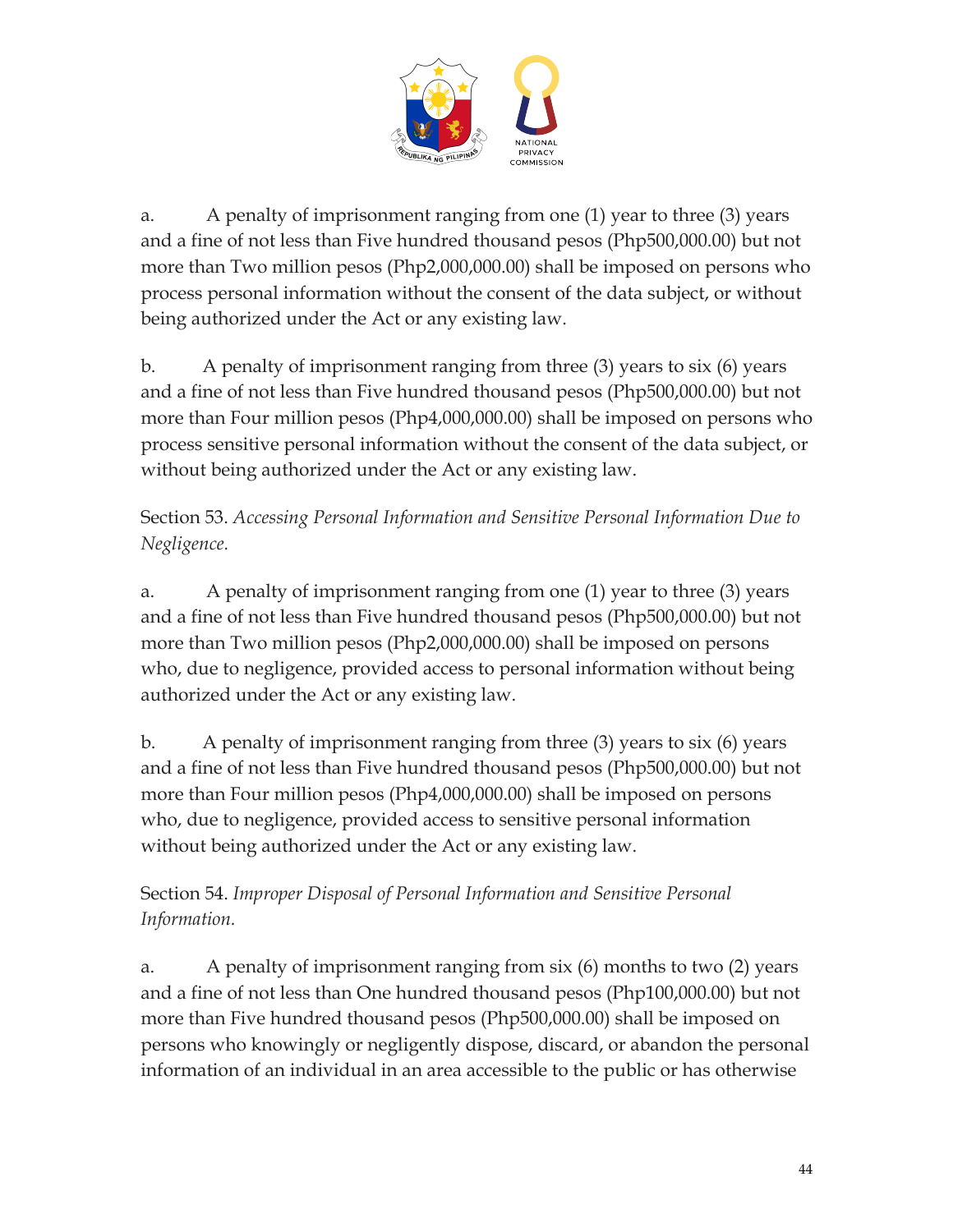a. A penalty of imprisonment ranging from one (1) year to three (3) years and a fine of not less than Five hundred thousand pesos (Php500,000.00) but not more than Two million pesos (Php2,000,000.00) shall be imposed on persons who process personal information without the consent of the data subject, or without being authorized under the Act or any existing law.

b. A penalty of imprisonment ranging from three (3) years to six (6) years and a fine of not less than Five hundred thousand pesos (Php500,000.00) but not more than Four million pesos (Php4,000,000.00) shall be imposed on persons who process sensitive personal information without the consent of the data subject, or without being authorized under the Act or any existing law.

Section 53. *Accessing Personal Information and Sensitive Personal Information Due to Negligence.*

a. A penalty of imprisonment ranging from one (1) year to three (3) years and a fine of not less than Five hundred thousand pesos (Php500,000.00) but not more than Two million pesos (Php2,000,000.00) shall be imposed on persons who, due to negligence, provided access to personal information without being authorized under the Act or any existing law.

b. A penalty of imprisonment ranging from three (3) years to six (6) years and a fine of not less than Five hundred thousand pesos (Php500,000.00) but not more than Four million pesos (Php4,000,000.00) shall be imposed on persons who, due to negligence, provided access to sensitive personal information without being authorized under the Act or any existing law.

Section 54. *Improper Disposal of Personal Information and Sensitive Personal Information.*

a. A penalty of imprisonment ranging from six (6) months to two (2) years and a fine of not less than One hundred thousand pesos (Php100,000.00) but not more than Five hundred thousand pesos (Php500,000.00) shall be imposed on persons who knowingly or negligently dispose, discard, or abandon the personal information of an individual in an area accessible to the public or has otherwise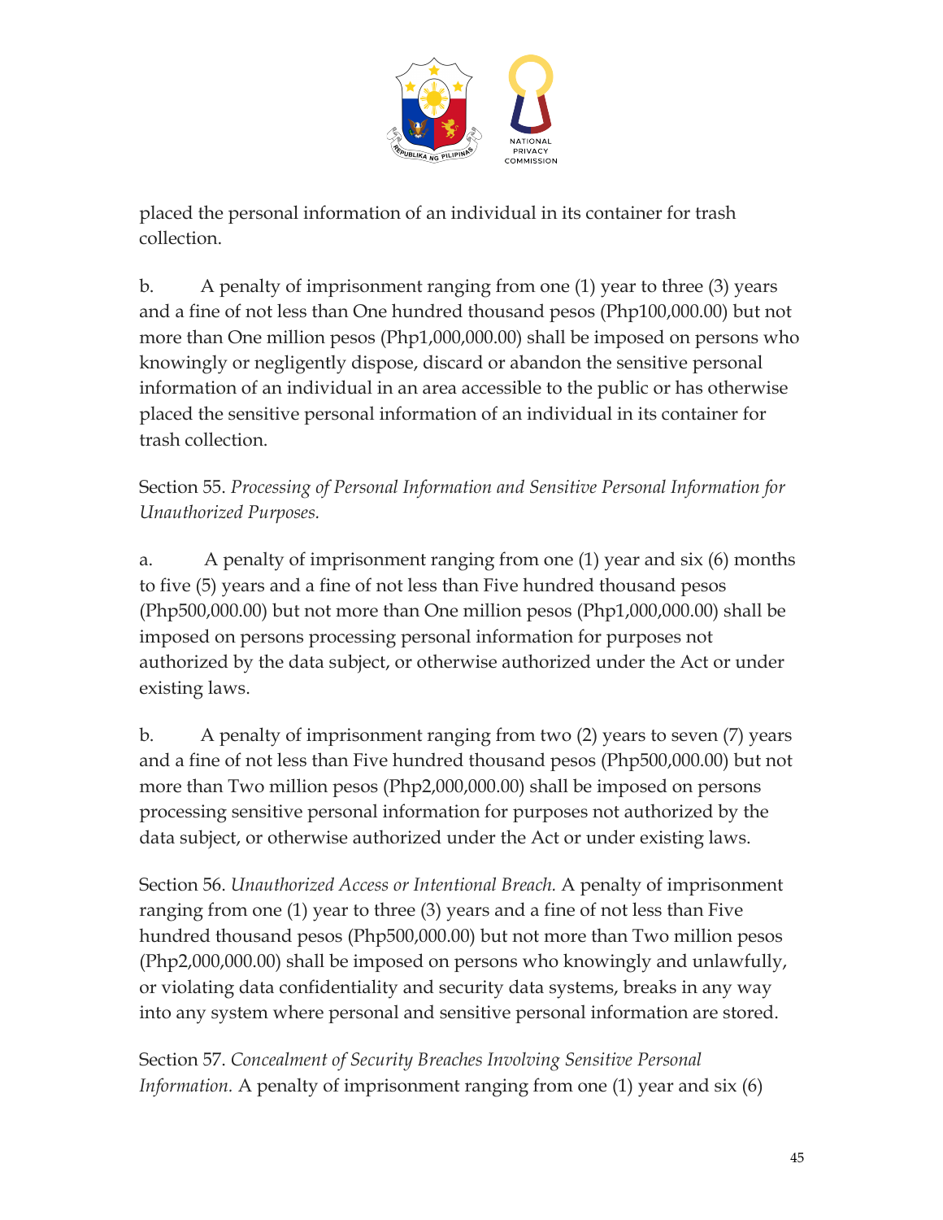placed the personal information of an individual in its container for trash collection.

b. A penalty of imprisonment ranging from one (1) year to three (3) years and a fine of not less than One hundred thousand pesos (Php100,000.00) but not more than One million pesos (Php1,000,000.00) shall be imposed on persons who knowingly or negligently dispose, discard or abandon the sensitive personal information of an individual in an area accessible to the public or has otherwise placed the sensitive personal information of an individual in its container for trash collection.

Section 55. *Processing of Personal Information and Sensitive Personal Information for Unauthorized Purposes.*

a. A penalty of imprisonment ranging from one (1) year and six (6) months to five (5) years and a fine of not less than Five hundred thousand pesos (Php500,000.00) but not more than One million pesos (Php1,000,000.00) shall be imposed on persons processing personal information for purposes not authorized by the data subject, or otherwise authorized under the Act or under existing laws.

b. A penalty of imprisonment ranging from two (2) years to seven (7) years and a fine of not less than Five hundred thousand pesos (Php500,000.00) but not more than Two million pesos (Php2,000,000.00) shall be imposed on persons processing sensitive personal information for purposes not authorized by the data subject, or otherwise authorized under the Act or under existing laws.

Section 56. *Unauthorized Access or Intentional Breach.* A penalty of imprisonment ranging from one (1) year to three (3) years and a fine of not less than Five hundred thousand pesos (Php500,000.00) but not more than Two million pesos (Php2,000,000.00) shall be imposed on persons who knowingly and unlawfully, or violating data confidentiality and security data systems, breaks in any way into any system where personal and sensitive personal information are stored.

Section 57. *Concealment of Security Breaches Involving Sensitive Personal Information.* A penalty of imprisonment ranging from one (1) year and six (6)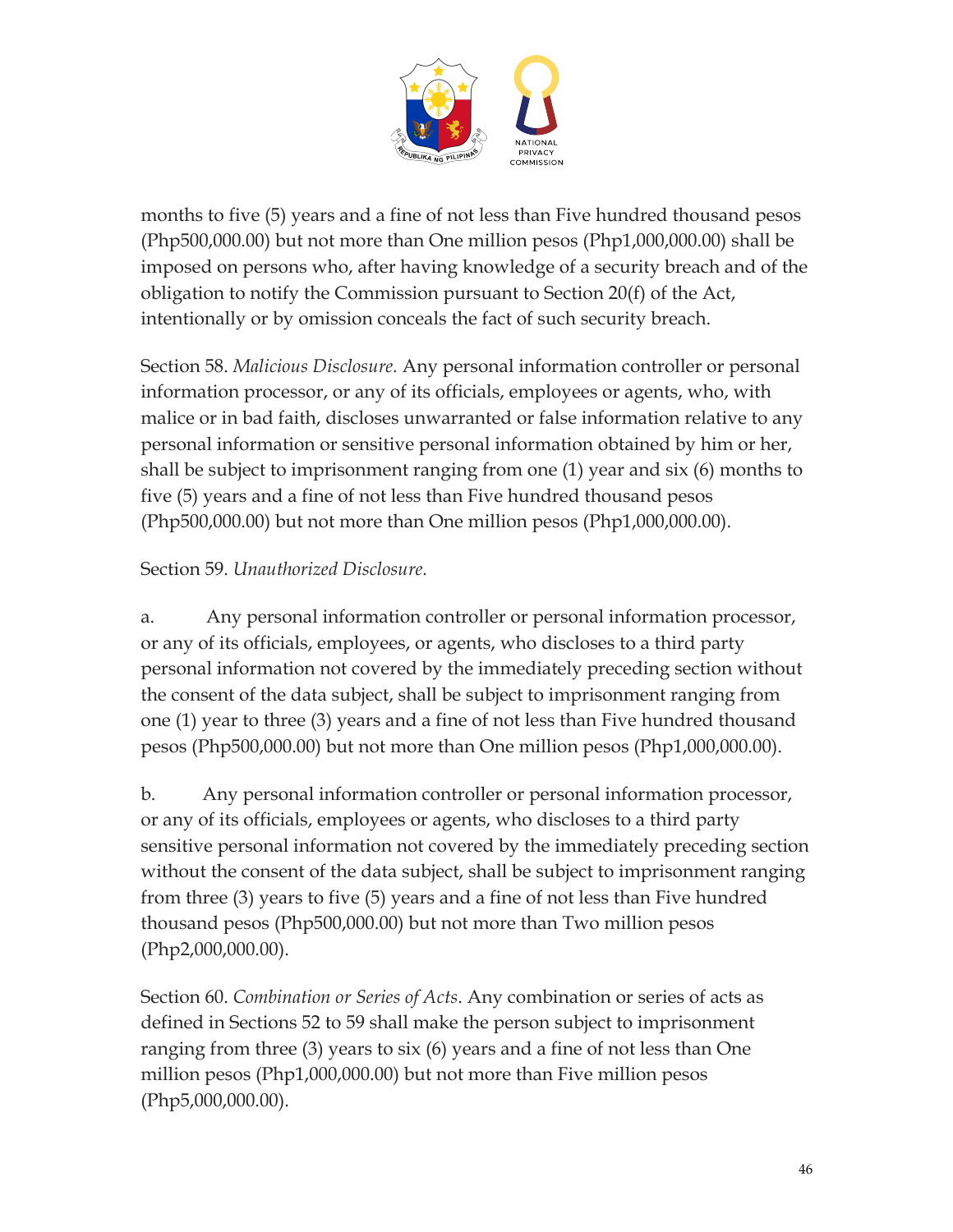months to five (5) years and a fine of not less than Five hundred thousand pesos (Php500,000.00) but not more than One million pesos (Php1,000,000.00) shall be imposed on persons who, after having knowledge of a security breach and of the obligation to notify the Commission pursuant to Section 20(f) of the Act, intentionally or by omission conceals the fact of such security breach.

Section 58. *Malicious Disclosure.* Any personal information controller or personal information processor, or any of its officials, employees or agents, who, with malice or in bad faith, discloses unwarranted or false information relative to any personal information or sensitive personal information obtained by him or her, shall be subject to imprisonment ranging from one (1) year and six (6) months to five (5) years and a fine of not less than Five hundred thousand pesos (Php500,000.00) but not more than One million pesos (Php1,000,000.00).

Section 59. *Unauthorized Disclosure.*

a. Any personal information controller or personal information processor, or any of its officials, employees, or agents, who discloses to a third party personal information not covered by the immediately preceding section without the consent of the data subject, shall be subject to imprisonment ranging from one (1) year to three (3) years and a fine of not less than Five hundred thousand pesos (Php500,000.00) but not more than One million pesos (Php1,000,000.00).

b. Any personal information controller or personal information processor, or any of its officials, employees or agents, who discloses to a third party sensitive personal information not covered by the immediately preceding section without the consent of the data subject, shall be subject to imprisonment ranging from three (3) years to five (5) years and a fine of not less than Five hundred thousand pesos (Php500,000.00) but not more than Two million pesos (Php2,000,000.00).

Section 60. *Combination or Series of Acts.* Any combination or series of acts as defined in Sections 52 to 59 shall make the person subject to imprisonment ranging from three (3) years to six (6) years and a fine of not less than One million pesos (Php1,000,000.00) but not more than Five million pesos (Php5,000,000.00).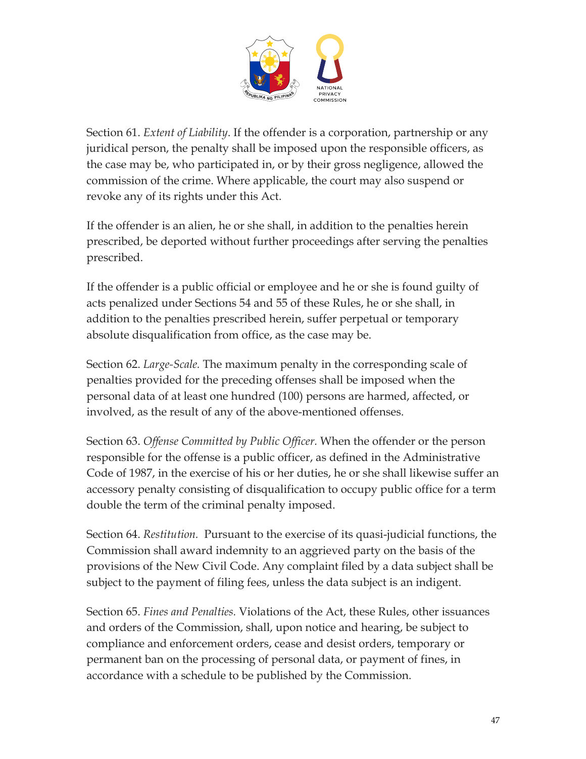Section 61. *Extent of Liability*. If the offender is a corporation, partnership or any juridical person, the penalty shall be imposed upon the responsible officers, as the case may be, who participated in, or by their gross negligence, allowed the commission of the crime. Where applicable, the court may also suspend or revoke any of its rights under this Act.

If the offender is an alien, he or she shall, in addition to the penalties herein prescribed, be deported without further proceedings after serving the penalties prescribed.

If the offender is a public official or employee and he or she is found guilty of acts penalized under Sections 54 and 55 of these Rules, he or she shall, in addition to the penalties prescribed herein, suffer perpetual or temporary absolute disqualification from office, as the case may be.

Section 62. *Large-Scale.* The maximum penalty in the corresponding scale of penalties provided for the preceding offenses shall be imposed when the personal data of at least one hundred (100) persons are harmed, affected, or involved, as the result of any of the above-mentioned offenses.

Section 63. *Offense Committed by Public Officer.* When the offender or the person responsible for the offense is a public officer, as defined in the Administrative Code of 1987, in the exercise of his or her duties, he or she shall likewise suffer an accessory penalty consisting of disqualification to occupy public office for a term double the term of the criminal penalty imposed.

Section 64. *Restitution.* Pursuant to the exercise of its quasi-judicial functions, the Commission shall award indemnity to an aggrieved party on the basis of the provisions of the New Civil Code. Any complaint filed by a data subject shall be subject to the payment of filing fees, unless the data subject is an indigent.

Section 65. *Fines and Penalties.* Violations of the Act, these Rules, other issuances and orders of the Commission, shall, upon notice and hearing, be subject to compliance and enforcement orders, cease and desist orders, temporary or permanent ban on the processing of personal data, or payment of fines, in accordance with a schedule to be published by the Commission.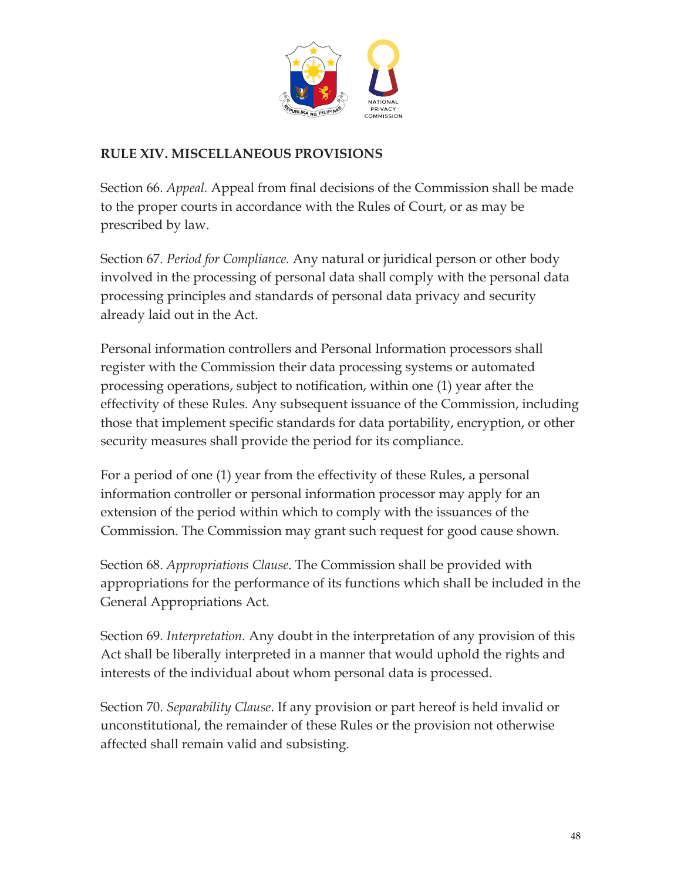## RULE XIV. MISCELLANEOUS PROVISIONS

Section 66. *Appeal.* Appeal from final decisions of the Commission shall be made to the proper courts in accordance with the Rules of Court, or as may be prescribed by law.

Section 67. *Period for Compliance.* Any natural or juridical person or other body involved in the processing of personal data shall comply with the personal data processing principles and standards of personal data privacy and security already laid out in the Act.

Personal information controllers and Personal Information processors shall register with the Commission their data processing systems or automated processing operations, subject to notification, within one (1) year after the effectivity of these Rules. Any subsequent issuance of the Commission, including those that implement specific standards for data portability, encryption, or other security measures shall provide the period for its compliance.

For a period of one (1) year from the effectivity of these Rules, a personal information controller or personal information processor may apply for an extension of the period within which to comply with the issuances of the Commission. The Commission may grant such request for good cause shown.

Section 68. *Appropriations Clause*. The Commission shall be provided with appropriations for the performance of its functions which shall be included in the General Appropriations Act.

Section 69. *Interpretation.* Any doubt in the interpretation of any provision of this Act shall be liberally interpreted in a manner that would uphold the rights and interests of the individual about whom personal data is processed.

Section 70. *Separability Clause*. If any provision or part hereof is held invalid or unconstitutional, the remainder of these Rules or the provision not otherwise affected shall remain valid and subsisting.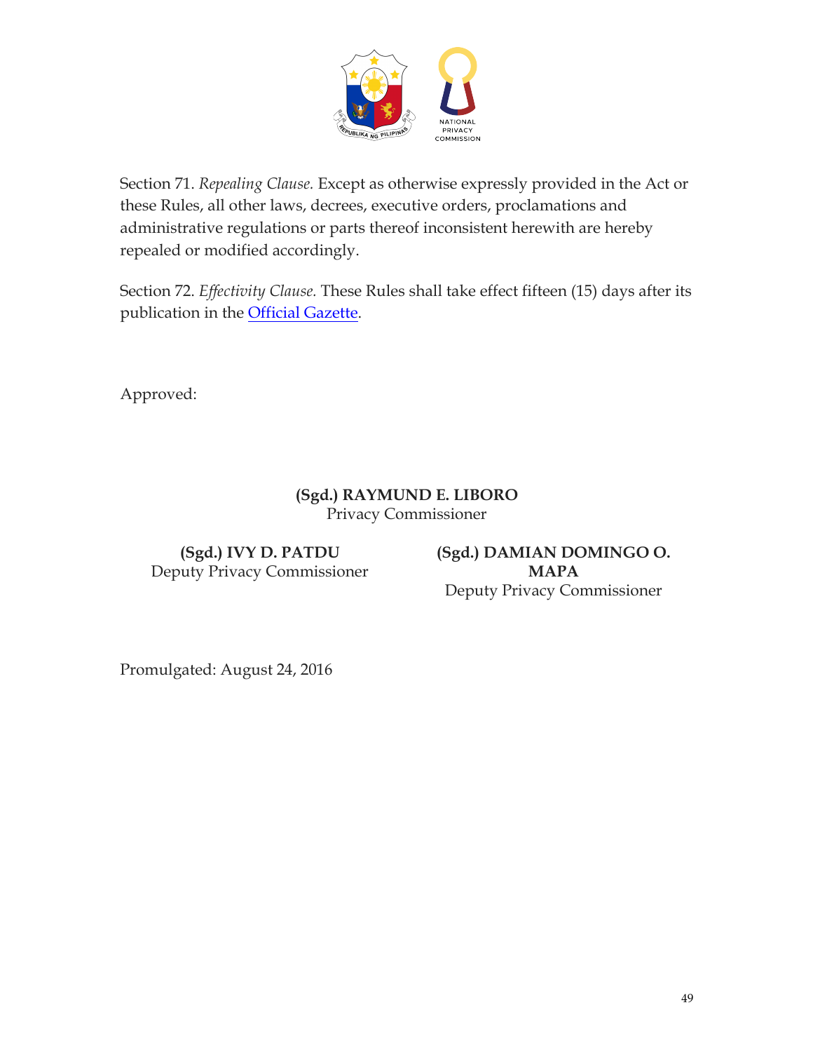Section 71. *Repealing Clause.* Except as otherwise expressly provided in the Act or these Rules, all other laws, decrees, executive orders, proclamations and administrative regulations or parts thereof inconsistent herewith are hereby repealed or modified accordingly.

Section 72. *Effectivity Clause.* These Rules shall take effect fifteen (15) days after its publication in the Official Gazette.

Approved:

**(Sgd.) RAYMUND E. LIBORO**
Privacy Commissioner

**(Sgd.) IVY D. PATDU**
Deputy Privacy Commissioner

**(Sgd.) DAMIAN DOMINGO O. MAPA**
Deputy Privacy Commissioner

Promulgated: August 24, 2016